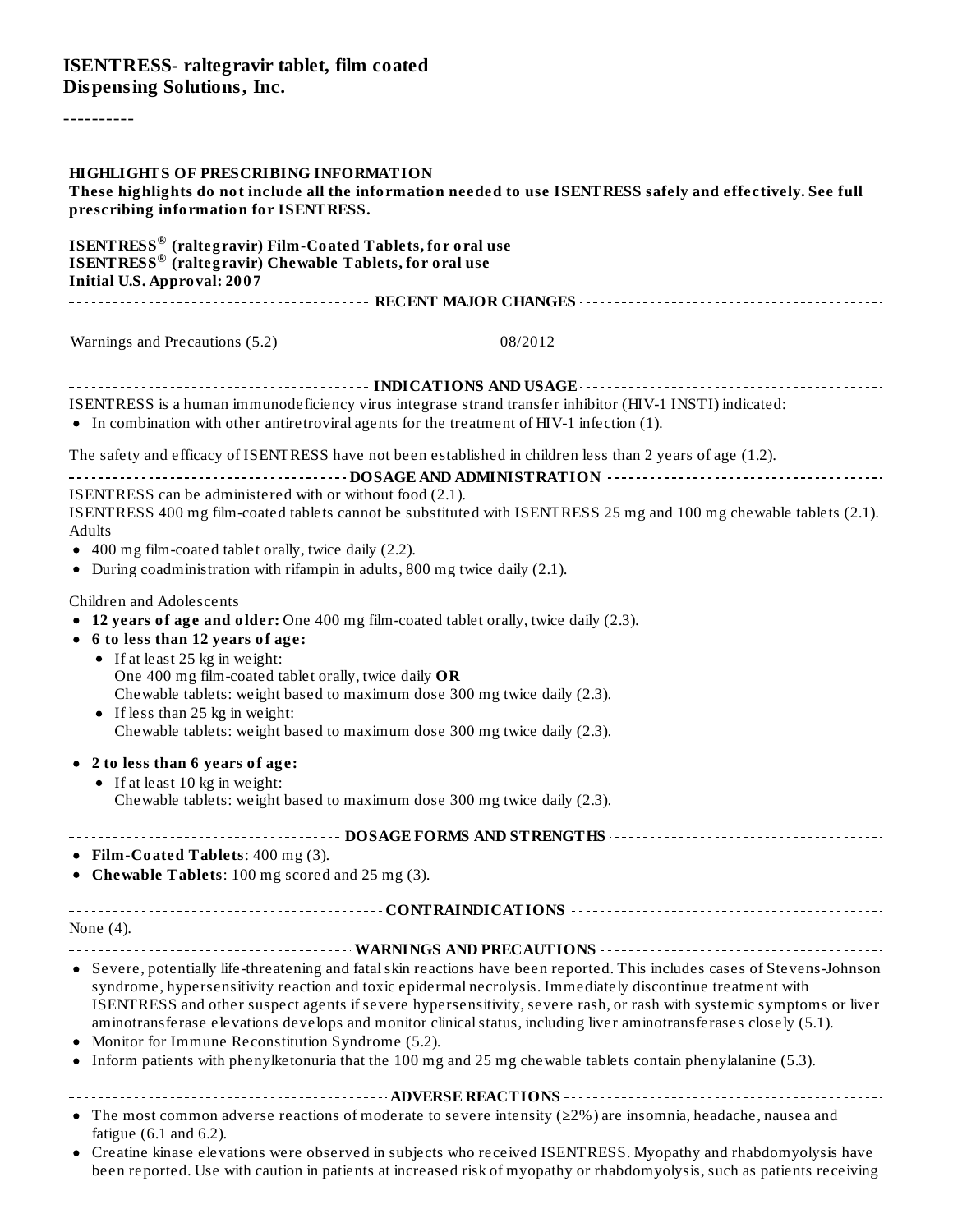**ISENTRESS- raltegravir tablet, film coated**
**Dispensing Solutions, Inc.**

----------

**HIGHLIGHTS OF PRESCRIBING INFORMATION**
**These highlights do not include all the information needed to use ISENTRESS safely and effectively. See full prescribing information for ISENTRESS.**

**ISENTRESS® (raltegravir) Film-Coated Tablets, for oral use**
**ISENTRESS® (raltegravir) Chewable Tablets, for oral use**
**Initial U.S. Approval: 2007**

**RECENT MAJOR CHANGES**

Warnings and Precautions (5.2) 08/2012

**INDICATIONS AND USAGE**

ISENTRESS is a human immunodeficiency virus integrase strand transfer inhibitor (HIV-1 INSTI) indicated:

- In combination with other antiretroviral agents for the treatment of HIV-1 infection (1).

The safety and efficacy of ISENTRESS have not been established in children less than 2 years of age (1.2).

**DOSAGE AND ADMINISTRATION**

ISENTRESS can be administered with or without food (2.1).
ISENTRESS 400 mg film-coated tablets cannot be substituted with ISENTRESS 25 mg and 100 mg chewable tablets (2.1).
Adults

- 400 mg film-coated tablet orally, twice daily (2.2).
- During coadministration with rifampin in adults, 800 mg twice daily (2.1).

Children and Adolescents

- **12 years of age and older:** One 400 mg film-coated tablet orally, twice daily (2.3).
- **6 to less than 12 years of age:**
  - If at least 25 kg in weight:
    One 400 mg film-coated tablet orally, twice daily **OR**
    Chewable tablets: weight based to maximum dose 300 mg twice daily (2.3).
  - If less than 25 kg in weight:
    Chewable tablets: weight based to maximum dose 300 mg twice daily (2.3).
- **2 to less than 6 years of age:**
  - If at least 10 kg in weight:
    Chewable tablets: weight based to maximum dose 300 mg twice daily (2.3).

**DOSAGE FORMS AND STRENGTHS**

- **Film-Coated Tablets**: 400 mg (3).
- **Chewable Tablets**: 100 mg scored and 25 mg (3).

**CONTRAINDICATIONS**

None (4).

**WARNINGS AND PRECAUTIONS**

- Severe, potentially life-threatening and fatal skin reactions have been reported. This includes cases of Stevens-Johnson syndrome, hypersensitivity reaction and toxic epidermal necrolysis. Immediately discontinue treatment with ISENTRESS and other suspect agents if severe hypersensitivity, severe rash, or rash with systemic symptoms or liver aminotransferase elevations develops and monitor clinical status, including liver aminotransferases closely (5.1).
- Monitor for Immune Reconstitution Syndrome (5.2).
- Inform patients with phenylketonuria that the 100 mg and 25 mg chewable tablets contain phenylalanine (5.3).

**ADVERSE REACTIONS**

- The most common adverse reactions of moderate to severe intensity (≥2%) are insomnia, headache, nausea and fatigue (6.1 and 6.2).
- Creatine kinase elevations were observed in subjects who received ISENTRESS. Myopathy and rhabdomyolysis have been reported. Use with caution in patients at increased risk of myopathy or rhabdomyolysis, such as patients receiving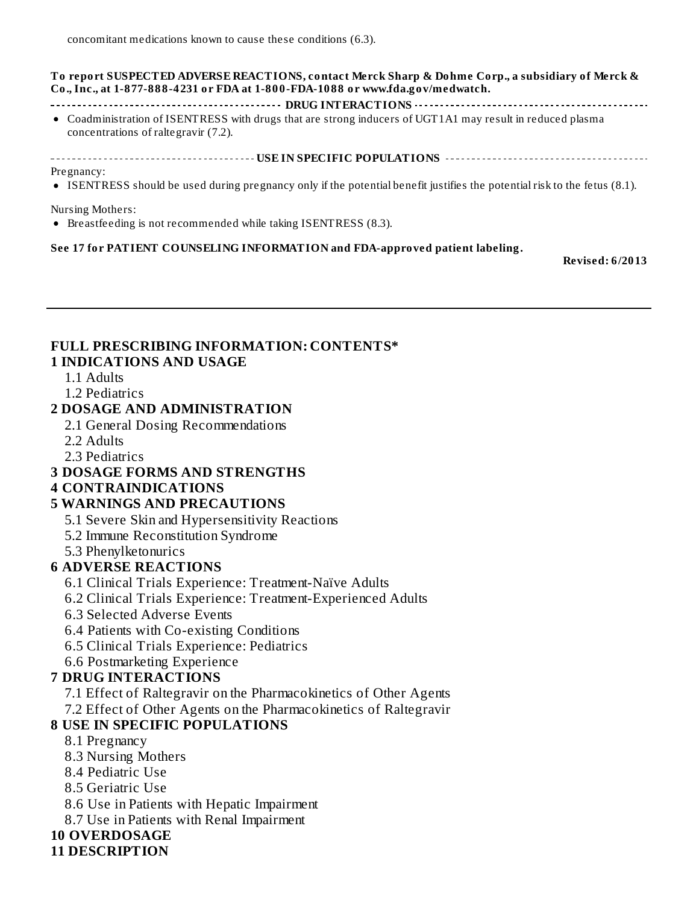concomitant medications known to cause these conditions (6.3).

**To report SUSPECTED ADVERSE REACTIONS, contact Merck Sharp & Dohme Corp., a subsidiary of Merck & Co., Inc., at 1-877-888-4231 or FDA at 1-800-FDA-1088 or www.fda.gov/medwatch.**

**DRUG INTERACTIONS**

- Coadministration of ISENTRESS with drugs that are strong inducers of UGT1A1 may result in reduced plasma concentrations of raltegravir (7.2).

**USE IN SPECIFIC POPULATIONS**

Pregnancy:

- ISENTRESS should be used during pregnancy only if the potential benefit justifies the potential risk to the fetus (8.1).

Nursing Mothers:

- Breastfeeding is not recommended while taking ISENTRESS (8.3).

**See 17 for PATIENT COUNSELING INFORMATION and FDA-approved patient labeling.**

**Revised: 6/2013**

---

## FULL PRESCRIBING INFORMATION: CONTENTS*

**1 INDICATIONS AND USAGE**
- 1.1 Adults
- 1.2 Pediatrics

**2 DOSAGE AND ADMINISTRATION**
- 2.1 General Dosing Recommendations
- 2.2 Adults
- 2.3 Pediatrics

**3 DOSAGE FORMS AND STRENGTHS**

**4 CONTRAINDICATIONS**

**5 WARNINGS AND PRECAUTIONS**
- 5.1 Severe Skin and Hypersensitivity Reactions
- 5.2 Immune Reconstitution Syndrome
- 5.3 Phenylketonurics

**6 ADVERSE REACTIONS**
- 6.1 Clinical Trials Experience: Treatment-Naïve Adults
- 6.2 Clinical Trials Experience: Treatment-Experienced Adults
- 6.3 Selected Adverse Events
- 6.4 Patients with Co-existing Conditions
- 6.5 Clinical Trials Experience: Pediatrics
- 6.6 Postmarketing Experience

**7 DRUG INTERACTIONS**
- 7.1 Effect of Raltegravir on the Pharmacokinetics of Other Agents
- 7.2 Effect of Other Agents on the Pharmacokinetics of Raltegravir

**8 USE IN SPECIFIC POPULATIONS**
- 8.1 Pregnancy
- 8.3 Nursing Mothers
- 8.4 Pediatric Use
- 8.5 Geriatric Use
- 8.6 Use in Patients with Hepatic Impairment
- 8.7 Use in Patients with Renal Impairment

**10 OVERDOSAGE**

**11 DESCRIPTION**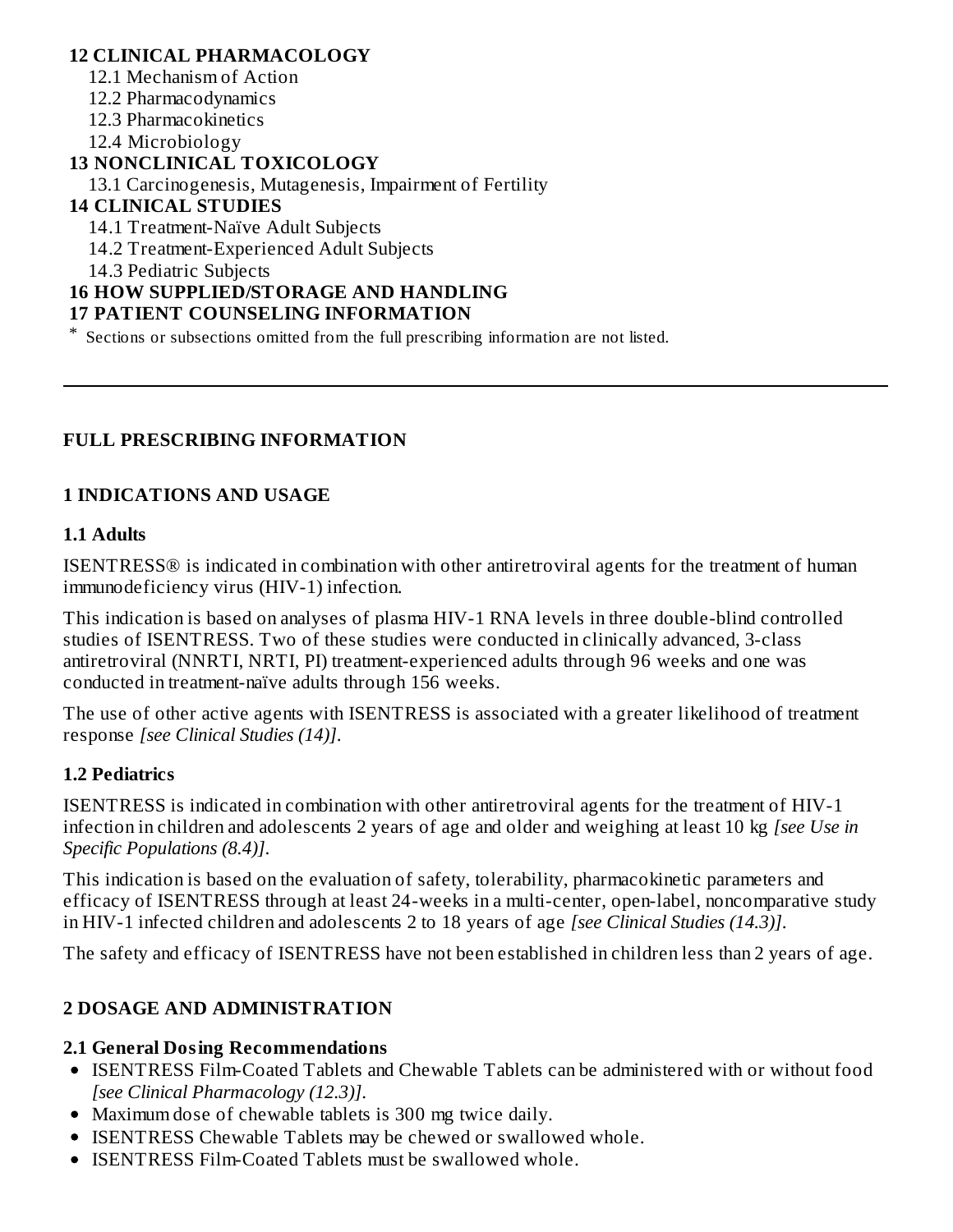**12 CLINICAL PHARMACOLOGY**
- 12.1 Mechanism of Action
- 12.2 Pharmacodynamics
- 12.3 Pharmacokinetics
- 12.4 Microbiology

**13 NONCLINICAL TOXICOLOGY**
- 13.1 Carcinogenesis, Mutagenesis, Impairment of Fertility

**14 CLINICAL STUDIES**
- 14.1 Treatment-Naïve Adult Subjects
- 14.2 Treatment-Experienced Adult Subjects
- 14.3 Pediatric Subjects

**16 HOW SUPPLIED/STORAGE AND HANDLING**

**17 PATIENT COUNSELING INFORMATION**

* Sections or subsections omitted from the full prescribing information are not listed.

---

## FULL PRESCRIBING INFORMATION

## 1 INDICATIONS AND USAGE

### 1.1 Adults

ISENTRESS® is indicated in combination with other antiretroviral agents for the treatment of human immunodeficiency virus (HIV-1) infection.

This indication is based on analyses of plasma HIV-1 RNA levels in three double-blind controlled studies of ISENTRESS. Two of these studies were conducted in clinically advanced, 3-class antiretroviral (NNRTI, NRTI, PI) treatment-experienced adults through 96 weeks and one was conducted in treatment-naïve adults through 156 weeks.

The use of other active agents with ISENTRESS is associated with a greater likelihood of treatment response *[see Clinical Studies (14)]*.

### 1.2 Pediatrics

ISENTRESS is indicated in combination with other antiretroviral agents for the treatment of HIV-1 infection in children and adolescents 2 years of age and older and weighing at least 10 kg *[see Use in Specific Populations (8.4)]*.

This indication is based on the evaluation of safety, tolerability, pharmacokinetic parameters and efficacy of ISENTRESS through at least 24-weeks in a multi-center, open-label, noncomparative study in HIV-1 infected children and adolescents 2 to 18 years of age *[see Clinical Studies (14.3)]*.

The safety and efficacy of ISENTRESS have not been established in children less than 2 years of age.

## 2 DOSAGE AND ADMINISTRATION

### 2.1 General Dosing Recommendations

- ISENTRESS Film-Coated Tablets and Chewable Tablets can be administered with or without food *[see Clinical Pharmacology (12.3)]*.
- Maximum dose of chewable tablets is 300 mg twice daily.
- ISENTRESS Chewable Tablets may be chewed or swallowed whole.
- ISENTRESS Film-Coated Tablets must be swallowed whole.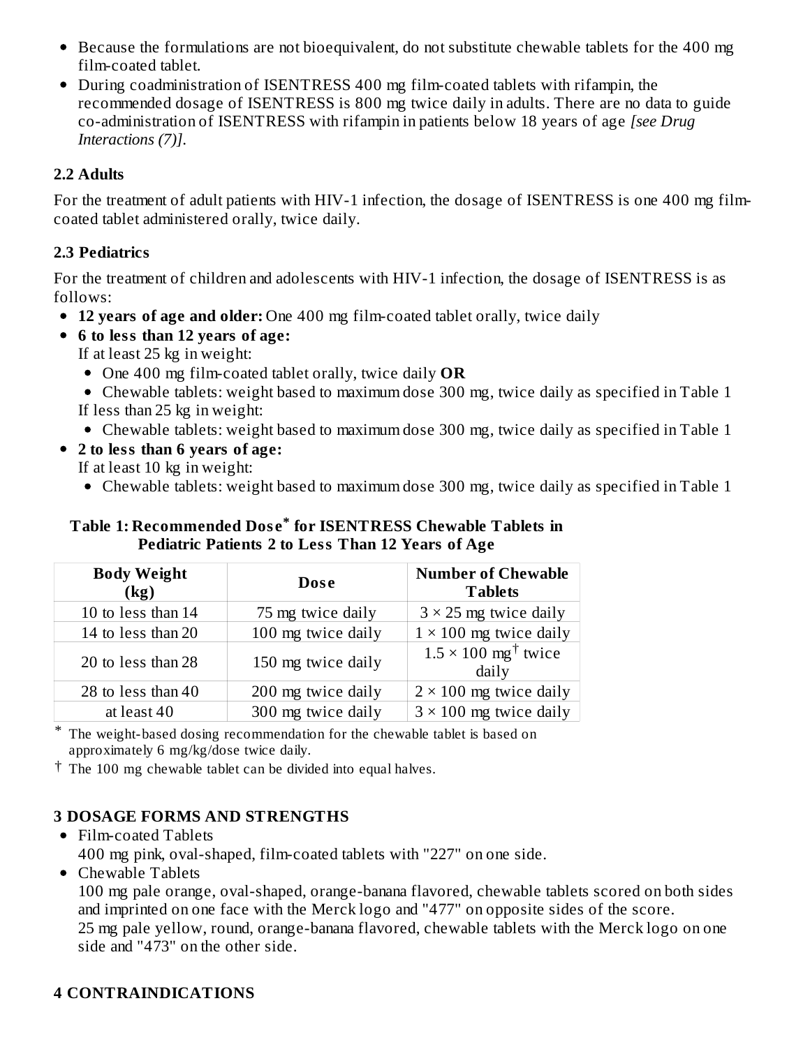- Because the formulations are not bioequivalent, do not substitute chewable tablets for the 400 mg film-coated tablet.
- During coadministration of ISENTRESS 400 mg film-coated tablets with rifampin, the recommended dosage of ISENTRESS is 800 mg twice daily in adults. There are no data to guide co-administration of ISENTRESS with rifampin in patients below 18 years of age *[see Drug Interactions (7)]*.

## 2.2 Adults

For the treatment of adult patients with HIV-1 infection, the dosage of ISENTRESS is one 400 mg film-coated tablet administered orally, twice daily.

## 2.3 Pediatrics

For the treatment of children and adolescents with HIV-1 infection, the dosage of ISENTRESS is as follows:

- **12 years of age and older:** One 400 mg film-coated tablet orally, twice daily
- **6 to less than 12 years of age:**
  If at least 25 kg in weight:
  - One 400 mg film-coated tablet orally, twice daily **OR**
  - Chewable tablets: weight based to maximum dose 300 mg, twice daily as specified in Table 1

  If less than 25 kg in weight:
  - Chewable tablets: weight based to maximum dose 300 mg, twice daily as specified in Table 1
- **2 to less than 6 years of age:**
  If at least 10 kg in weight:
  - Chewable tablets: weight based to maximum dose 300 mg, twice daily as specified in Table 1

**Table 1: Recommended Dose* for ISENTRESS Chewable Tablets in Pediatric Patients 2 to Less Than 12 Years of Age**

| Body Weight (kg) | Dose | Number of Chewable Tablets |
|---|---|---|
| 10 to less than 14 | 75 mg twice daily | 3 × 25 mg twice daily |
| 14 to less than 20 | 100 mg twice daily | 1 × 100 mg twice daily |
| 20 to less than 28 | 150 mg twice daily | 1.5 × 100 mg† twice daily |
| 28 to less than 40 | 200 mg twice daily | 2 × 100 mg twice daily |
| at least 40 | 300 mg twice daily | 3 × 100 mg twice daily |

\* The weight-based dosing recommendation for the chewable tablet is based on approximately 6 mg/kg/dose twice daily.

† The 100 mg chewable tablet can be divided into equal halves.

# 3 DOSAGE FORMS AND STRENGTHS

- Film-coated Tablets
  400 mg pink, oval-shaped, film-coated tablets with "227" on one side.
- Chewable Tablets
  100 mg pale orange, oval-shaped, orange-banana flavored, chewable tablets scored on both sides and imprinted on one face with the Merck logo and "477" on opposite sides of the score.
  25 mg pale yellow, round, orange-banana flavored, chewable tablets with the Merck logo on one side and "473" on the other side.

# 4 CONTRAINDICATIONS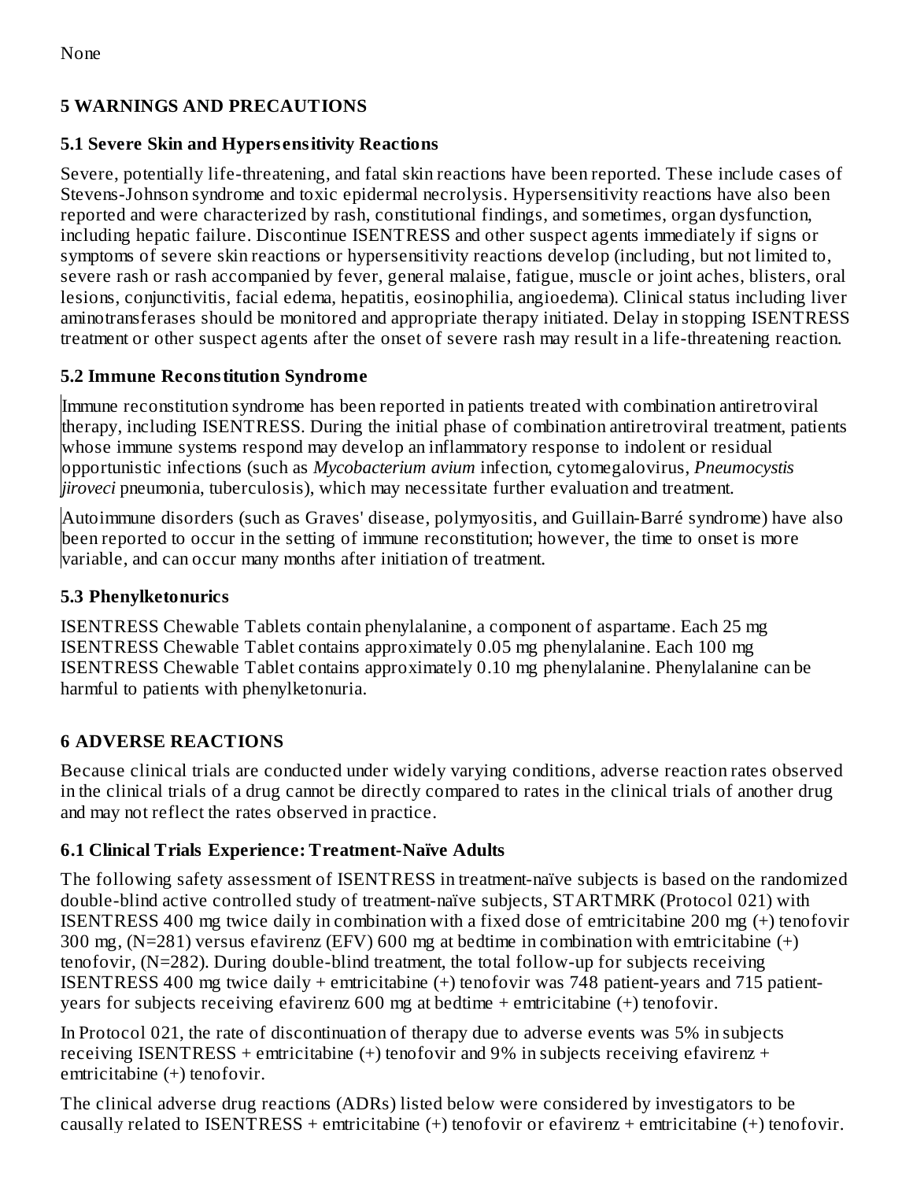None

## 5 WARNINGS AND PRECAUTIONS

### 5.1 Severe Skin and Hypersensitivity Reactions

Severe, potentially life-threatening, and fatal skin reactions have been reported. These include cases of Stevens-Johnson syndrome and toxic epidermal necrolysis. Hypersensitivity reactions have also been reported and were characterized by rash, constitutional findings, and sometimes, organ dysfunction, including hepatic failure. Discontinue ISENTRESS and other suspect agents immediately if signs or symptoms of severe skin reactions or hypersensitivity reactions develop (including, but not limited to, severe rash or rash accompanied by fever, general malaise, fatigue, muscle or joint aches, blisters, oral lesions, conjunctivitis, facial edema, hepatitis, eosinophilia, angioedema). Clinical status including liver aminotransferases should be monitored and appropriate therapy initiated. Delay in stopping ISENTRESS treatment or other suspect agents after the onset of severe rash may result in a life-threatening reaction.

### 5.2 Immune Reconstitution Syndrome

Immune reconstitution syndrome has been reported in patients treated with combination antiretroviral therapy, including ISENTRESS. During the initial phase of combination antiretroviral treatment, patients whose immune systems respond may develop an inflammatory response to indolent or residual opportunistic infections (such as *Mycobacterium avium* infection, cytomegalovirus, *Pneumocystis jiroveci* pneumonia, tuberculosis), which may necessitate further evaluation and treatment.

Autoimmune disorders (such as Graves' disease, polymyositis, and Guillain-Barré syndrome) have also been reported to occur in the setting of immune reconstitution; however, the time to onset is more variable, and can occur many months after initiation of treatment.

### 5.3 Phenylketonurics

ISENTRESS Chewable Tablets contain phenylalanine, a component of aspartame. Each 25 mg ISENTRESS Chewable Tablet contains approximately 0.05 mg phenylalanine. Each 100 mg ISENTRESS Chewable Tablet contains approximately 0.10 mg phenylalanine. Phenylalanine can be harmful to patients with phenylketonuria.

## 6 ADVERSE REACTIONS

Because clinical trials are conducted under widely varying conditions, adverse reaction rates observed in the clinical trials of a drug cannot be directly compared to rates in the clinical trials of another drug and may not reflect the rates observed in practice.

### 6.1 Clinical Trials Experience: Treatment-Naïve Adults

The following safety assessment of ISENTRESS in treatment-naïve subjects is based on the randomized double-blind active controlled study of treatment-naïve subjects, STARTMRK (Protocol 021) with ISENTRESS 400 mg twice daily in combination with a fixed dose of emtricitabine 200 mg (+) tenofovir 300 mg, (N=281) versus efavirenz (EFV) 600 mg at bedtime in combination with emtricitabine (+) tenofovir, (N=282). During double-blind treatment, the total follow-up for subjects receiving ISENTRESS 400 mg twice daily + emtricitabine (+) tenofovir was 748 patient-years and 715 patient-years for subjects receiving efavirenz 600 mg at bedtime + emtricitabine (+) tenofovir.

In Protocol 021, the rate of discontinuation of therapy due to adverse events was 5% in subjects receiving ISENTRESS + emtricitabine (+) tenofovir and 9% in subjects receiving efavirenz + emtricitabine (+) tenofovir.

The clinical adverse drug reactions (ADRs) listed below were considered by investigators to be causally related to ISENTRESS + emtricitabine (+) tenofovir or efavirenz + emtricitabine (+) tenofovir.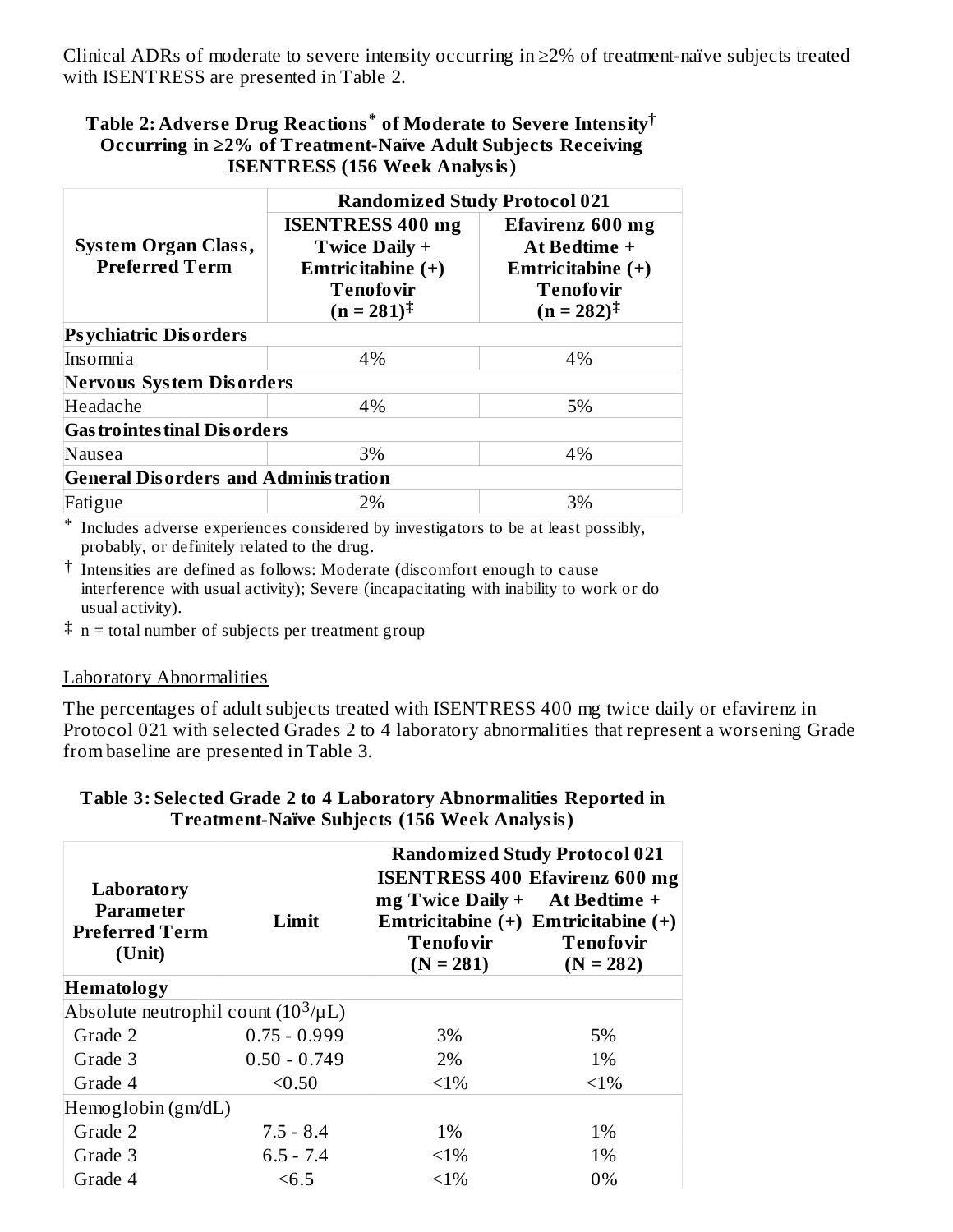Clinical ADRs of moderate to severe intensity occurring in ≥2% of treatment-naïve subjects treated with ISENTRESS are presented in Table 2.

**Table 2: Adverse Drug Reactions* of Moderate to Severe Intensity† Occurring in ≥2% of Treatment-Naïve Adult Subjects Receiving ISENTRESS (156 Week Analysis)**

| System Organ Class, Preferred Term | Randomized Study Protocol 021 | |
|---|---|---|
| | ISENTRESS 400 mg Twice Daily + Emtricitabine (+) Tenofovir (n = 281)‡ | Efavirenz 600 mg At Bedtime + Emtricitabine (+) Tenofovir (n = 282)‡ |
| **Psychiatric Disorders** | | |
| Insomnia | 4% | 4% |
| **Nervous System Disorders** | | |
| Headache | 4% | 5% |
| **Gastrointestinal Disorders** | | |
| Nausea | 3% | 4% |
| **General Disorders and Administration** | | |
| Fatigue | 2% | 3% |

\* Includes adverse experiences considered by investigators to be at least possibly, probably, or definitely related to the drug.

† Intensities are defined as follows: Moderate (discomfort enough to cause interference with usual activity); Severe (incapacitating with inability to work or do usual activity).

‡ n = total number of subjects per treatment group

Laboratory Abnormalities

The percentages of adult subjects treated with ISENTRESS 400 mg twice daily or efavirenz in Protocol 021 with selected Grades 2 to 4 laboratory abnormalities that represent a worsening Grade from baseline are presented in Table 3.

**Table 3: Selected Grade 2 to 4 Laboratory Abnormalities Reported in Treatment-Naïve Subjects (156 Week Analysis)**

| Laboratory Parameter Preferred Term (Unit) | Limit | Randomized Study Protocol 021 | |
|---|---|---|---|
| | | ISENTRESS 400 mg Twice Daily + Emtricitabine (+) Tenofovir (N = 281) | Efavirenz 600 mg At Bedtime + Emtricitabine (+) Tenofovir (N = 282) |
| **Hematology** | | | |
| Absolute neutrophil count ($10^3$/µL) | | | |
| Grade 2 | 0.75 - 0.999 | 3% | 5% |
| Grade 3 | 0.50 - 0.749 | 2% | 1% |
| Grade 4 | <0.50 | <1% | <1% |
| Hemoglobin (gm/dL) | | | |
| Grade 2 | 7.5 - 8.4 | 1% | 1% |
| Grade 3 | 6.5 - 7.4 | <1% | 1% |
| Grade 4 | <6.5 | <1% | 0% |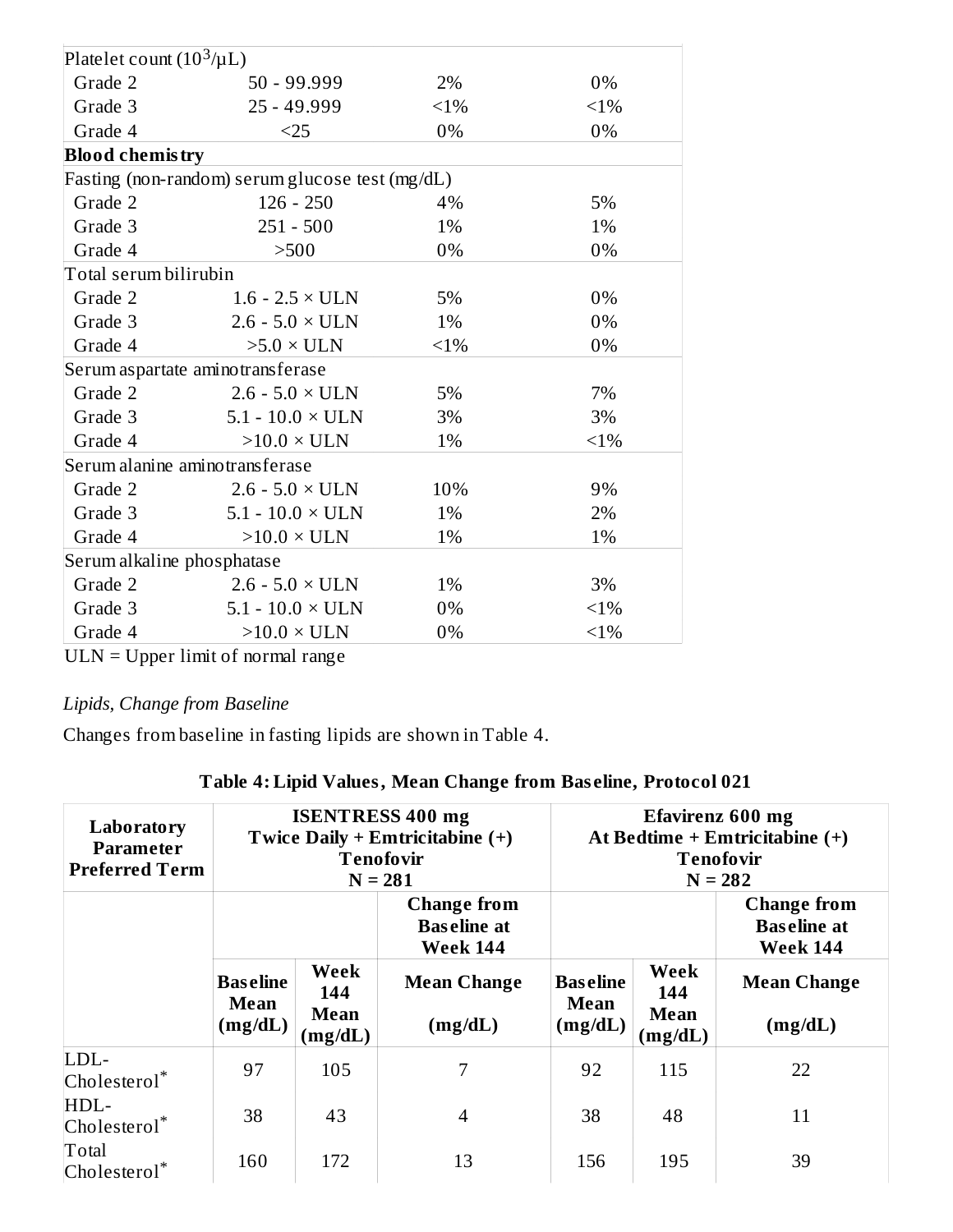| | | | |
|---|---|---|---|
| Platelet count ($10^3$/µL) | | | |
| Grade 2 | 50 - 99.999 | 2% | 0% |
| Grade 3 | 25 - 49.999 | <1% | <1% |
| Grade 4 | <25 | 0% | 0% |
| **Blood chemistry** | | | |
| Fasting (non-random) serum glucose test (mg/dL) | | | |
| Grade 2 | 126 - 250 | 4% | 5% |
| Grade 3 | 251 - 500 | 1% | 1% |
| Grade 4 | >500 | 0% | 0% |
| Total serum bilirubin | | | |
| Grade 2 | 1.6 - 2.5 × ULN | 5% | 0% |
| Grade 3 | 2.6 - 5.0 × ULN | 1% | 0% |
| Grade 4 | >5.0 × ULN | <1% | 0% |
| Serum aspartate aminotransferase | | | |
| Grade 2 | 2.6 - 5.0 × ULN | 5% | 7% |
| Grade 3 | 5.1 - 10.0 × ULN | 3% | 3% |
| Grade 4 | >10.0 × ULN | 1% | <1% |
| Serum alanine aminotransferase | | | |
| Grade 2 | 2.6 - 5.0 × ULN | 10% | 9% |
| Grade 3 | 5.1 - 10.0 × ULN | 1% | 2% |
| Grade 4 | >10.0 × ULN | 1% | 1% |
| Serum alkaline phosphatase | | | |
| Grade 2 | 2.6 - 5.0 × ULN | 1% | 3% |
| Grade 3 | 5.1 - 10.0 × ULN | 0% | <1% |
| Grade 4 | >10.0 × ULN | 0% | <1% |

ULN = Upper limit of normal range

*Lipids, Change from Baseline*

Changes from baseline in fasting lipids are shown in Table 4.

**Table 4: Lipid Values, Mean Change from Baseline, Protocol 021**

| Laboratory Parameter Preferred Term | ISENTRESS 400 mg Twice Daily + Emtricitabine (+) Tenofovir N = 281 | | | Efavirenz 600 mg At Bedtime + Emtricitabine (+) Tenofovir N = 282 | | |
|---|---|---|---|---|---|---|
| | | | Change from Baseline at Week 144 | | | Change from Baseline at Week 144 |
| | Baseline Mean (mg/dL) | Week 144 Mean (mg/dL) | Mean Change (mg/dL) | Baseline Mean (mg/dL) | Week 144 Mean (mg/dL) | Mean Change (mg/dL) |
| LDL-Cholesterol* | 97 | 105 | 7 | 92 | 115 | 22 |
| HDL-Cholesterol* | 38 | 43 | 4 | 38 | 48 | 11 |
| Total Cholesterol* | 160 | 172 | 13 | 156 | 195 | 39 |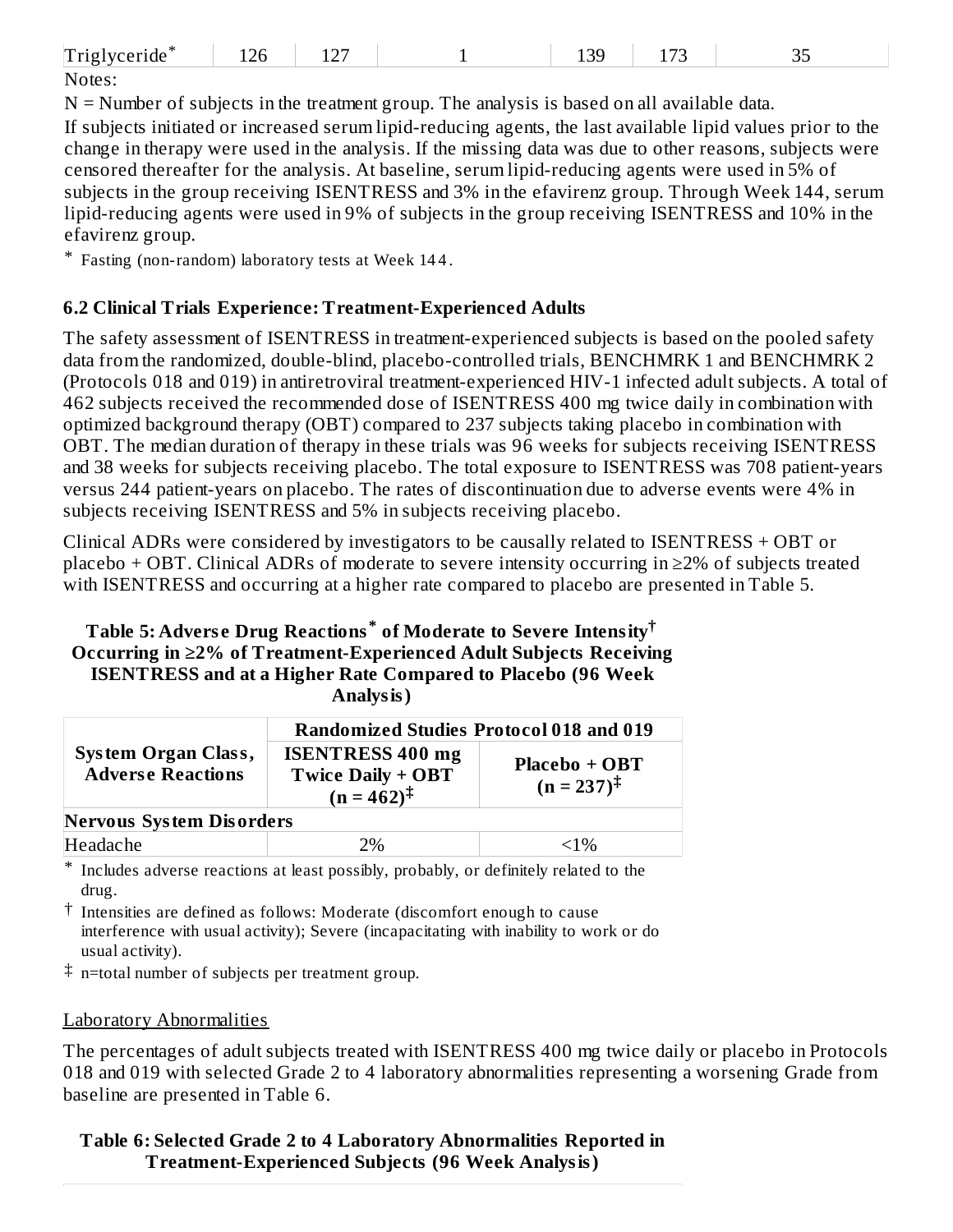| Triglyceride* | 126 | 127 | 1 | 139 | 173 | 35 |
|---|---|---|---|---|---|---|

Notes:

N = Number of subjects in the treatment group. The analysis is based on all available data.

If subjects initiated or increased serum lipid-reducing agents, the last available lipid values prior to the change in therapy were used in the analysis. If the missing data was due to other reasons, subjects were censored thereafter for the analysis. At baseline, serum lipid-reducing agents were used in 5% of subjects in the group receiving ISENTRESS and 3% in the efavirenz group. Through Week 144, serum lipid-reducing agents were used in 9% of subjects in the group receiving ISENTRESS and 10% in the efavirenz group.

* Fasting (non-random) laboratory tests at Week 144.

### 6.2 Clinical Trials Experience: Treatment-Experienced Adults

The safety assessment of ISENTRESS in treatment-experienced subjects is based on the pooled safety data from the randomized, double-blind, placebo-controlled trials, BENCHMRK 1 and BENCHMRK 2 (Protocols 018 and 019) in antiretroviral treatment-experienced HIV-1 infected adult subjects. A total of 462 subjects received the recommended dose of ISENTRESS 400 mg twice daily in combination with optimized background therapy (OBT) compared to 237 subjects taking placebo in combination with OBT. The median duration of therapy in these trials was 96 weeks for subjects receiving ISENTRESS and 38 weeks for subjects receiving placebo. The total exposure to ISENTRESS was 708 patient-years versus 244 patient-years on placebo. The rates of discontinuation due to adverse events were 4% in subjects receiving ISENTRESS and 5% in subjects receiving placebo.

Clinical ADRs were considered by investigators to be causally related to ISENTRESS + OBT or placebo + OBT. Clinical ADRs of moderate to severe intensity occurring in ≥2% of subjects treated with ISENTRESS and occurring at a higher rate compared to placebo are presented in Table 5.

**Table 5: Adverse Drug Reactions* of Moderate to Severe Intensity† Occurring in ≥2% of Treatment-Experienced Adult Subjects Receiving ISENTRESS and at a Higher Rate Compared to Placebo (96 Week Analysis)**

| System Organ Class, Adverse Reactions | Randomized Studies Protocol 018 and 019 | |
|---|---|---|
| | ISENTRESS 400 mg Twice Daily + OBT (n = 462)‡ | Placebo + OBT (n = 237)‡ |
| **Nervous System Disorders** | | |
| Headache | 2% | <1% |

* Includes adverse reactions at least possibly, probably, or definitely related to the drug.

† Intensities are defined as follows: Moderate (discomfort enough to cause interference with usual activity); Severe (incapacitating with inability to work or do usual activity).

‡ n=total number of subjects per treatment group.

Laboratory Abnormalities

The percentages of adult subjects treated with ISENTRESS 400 mg twice daily or placebo in Protocols 018 and 019 with selected Grade 2 to 4 laboratory abnormalities representing a worsening Grade from baseline are presented in Table 6.

**Table 6: Selected Grade 2 to 4 Laboratory Abnormalities Reported in Treatment-Experienced Subjects (96 Week Analysis)**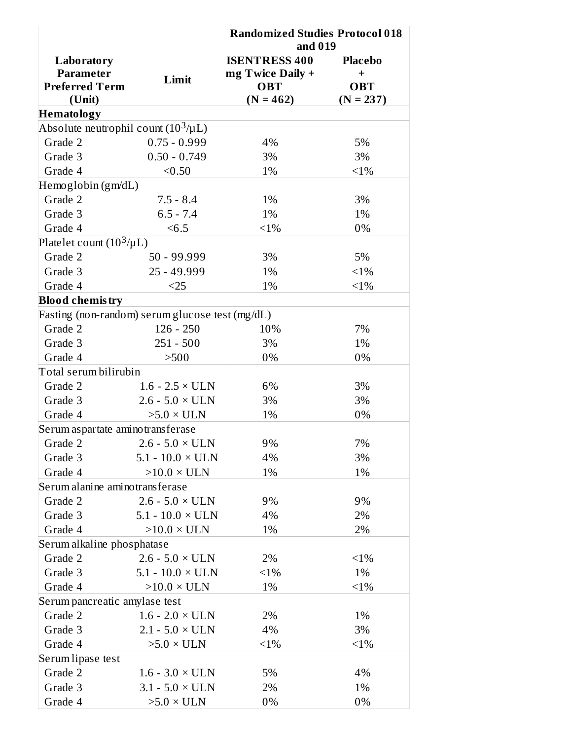| Laboratory Parameter Preferred Term (Unit) | Limit | Randomized Studies Protocol 018 and 019 | |
|---|---|---|---|
| | | ISENTRESS 400 mg Twice Daily + OBT (N = 462) | Placebo + OBT (N = 237) |
| **Hematology** | | | |
| Absolute neutrophil count ($10^3/\mu L$) | | | |
| Grade 2 | 0.75 - 0.999 | 4% | 5% |
| Grade 3 | 0.50 - 0.749 | 3% | 3% |
| Grade 4 | <0.50 | 1% | <1% |
| Hemoglobin (gm/dL) | | | |
| Grade 2 | 7.5 - 8.4 | 1% | 3% |
| Grade 3 | 6.5 - 7.4 | 1% | 1% |
| Grade 4 | <6.5 | <1% | 0% |
| Platelet count ($10^3/\mu L$) | | | |
| Grade 2 | 50 - 99.999 | 3% | 5% |
| Grade 3 | 25 - 49.999 | 1% | <1% |
| Grade 4 | <25 | 1% | <1% |
| **Blood chemistry** | | | |
| Fasting (non-random) serum glucose test (mg/dL) | | | |
| Grade 2 | 126 - 250 | 10% | 7% |
| Grade 3 | 251 - 500 | 3% | 1% |
| Grade 4 | >500 | 0% | 0% |
| Total serum bilirubin | | | |
| Grade 2 | 1.6 - 2.5 × ULN | 6% | 3% |
| Grade 3 | 2.6 - 5.0 × ULN | 3% | 3% |
| Grade 4 | >5.0 × ULN | 1% | 0% |
| Serum aspartate aminotransferase | | | |
| Grade 2 | 2.6 - 5.0 × ULN | 9% | 7% |
| Grade 3 | 5.1 - 10.0 × ULN | 4% | 3% |
| Grade 4 | >10.0 × ULN | 1% | 1% |
| Serum alanine aminotransferase | | | |
| Grade 2 | 2.6 - 5.0 × ULN | 9% | 9% |
| Grade 3 | 5.1 - 10.0 × ULN | 4% | 2% |
| Grade 4 | >10.0 × ULN | 1% | 2% |
| Serum alkaline phosphatase | | | |
| Grade 2 | 2.6 - 5.0 × ULN | 2% | <1% |
| Grade 3 | 5.1 - 10.0 × ULN | <1% | 1% |
| Grade 4 | >10.0 × ULN | 1% | <1% |
| Serum pancreatic amylase test | | | |
| Grade 2 | 1.6 - 2.0 × ULN | 2% | 1% |
| Grade 3 | 2.1 - 5.0 × ULN | 4% | 3% |
| Grade 4 | >5.0 × ULN | <1% | <1% |
| Serum lipase test | | | |
| Grade 2 | 1.6 - 3.0 × ULN | 5% | 4% |
| Grade 3 | 3.1 - 5.0 × ULN | 2% | 1% |
| Grade 4 | >5.0 × ULN | 0% | 0% |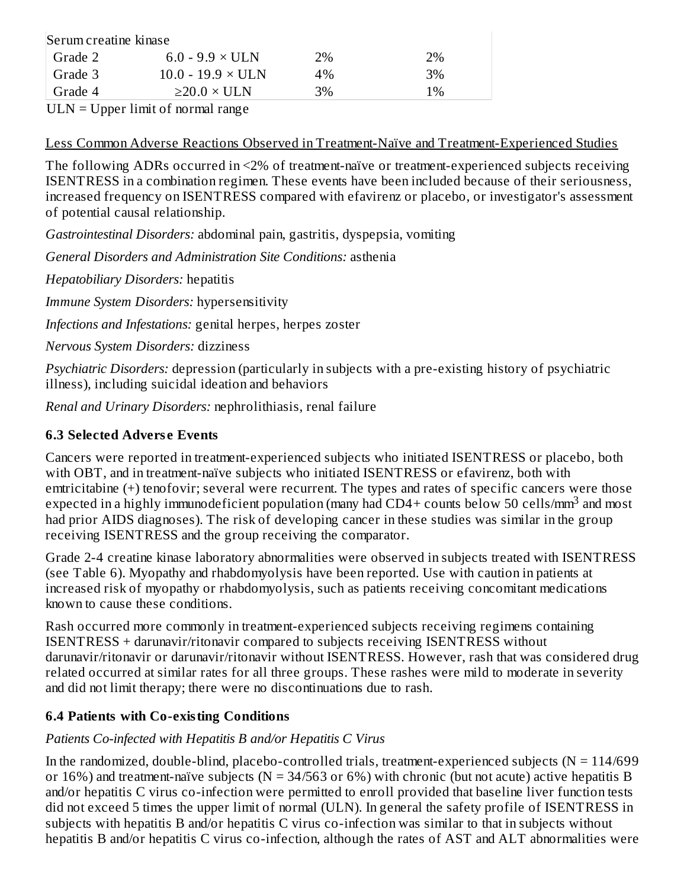| Serum creatine kinase | | | |
|---|---|---|---|
| Grade 2 | 6.0 - 9.9 × ULN | 2% | 2% |
| Grade 3 | 10.0 - 19.9 × ULN | 4% | 3% |
| Grade 4 | ≥20.0 × ULN | 3% | 1% |

ULN = Upper limit of normal range

Less Common Adverse Reactions Observed in Treatment-Naïve and Treatment-Experienced Studies

The following ADRs occurred in <2% of treatment-naïve or treatment-experienced subjects receiving ISENTRESS in a combination regimen. These events have been included because of their seriousness, increased frequency on ISENTRESS compared with efavirenz or placebo, or investigator's assessment of potential causal relationship.

*Gastrointestinal Disorders:* abdominal pain, gastritis, dyspepsia, vomiting

*General Disorders and Administration Site Conditions:* asthenia

*Hepatobiliary Disorders:* hepatitis

*Immune System Disorders:* hypersensitivity

*Infections and Infestations:* genital herpes, herpes zoster

*Nervous System Disorders:* dizziness

*Psychiatric Disorders:* depression (particularly in subjects with a pre-existing history of psychiatric illness), including suicidal ideation and behaviors

*Renal and Urinary Disorders:* nephrolithiasis, renal failure

### 6.3 Selected Adverse Events

Cancers were reported in treatment-experienced subjects who initiated ISENTRESS or placebo, both with OBT, and in treatment-naïve subjects who initiated ISENTRESS or efavirenz, both with emtricitabine (+) tenofovir; several were recurrent. The types and rates of specific cancers were those expected in a highly immunodeficient population (many had CD4+ counts below 50 cells/mm$^3$ and most had prior AIDS diagnoses). The risk of developing cancer in these studies was similar in the group receiving ISENTRESS and the group receiving the comparator.

Grade 2-4 creatine kinase laboratory abnormalities were observed in subjects treated with ISENTRESS (see Table 6). Myopathy and rhabdomyolysis have been reported. Use with caution in patients at increased risk of myopathy or rhabdomyolysis, such as patients receiving concomitant medications known to cause these conditions.

Rash occurred more commonly in treatment-experienced subjects receiving regimens containing ISENTRESS + darunavir/ritonavir compared to subjects receiving ISENTRESS without darunavir/ritonavir or darunavir/ritonavir without ISENTRESS. However, rash that was considered drug related occurred at similar rates for all three groups. These rashes were mild to moderate in severity and did not limit therapy; there were no discontinuations due to rash.

### 6.4 Patients with Co-existing Conditions

*Patients Co-infected with Hepatitis B and/or Hepatitis C Virus*

In the randomized, double-blind, placebo-controlled trials, treatment-experienced subjects (N = 114/699 or 16%) and treatment-naïve subjects (N = 34/563 or 6%) with chronic (but not acute) active hepatitis B and/or hepatitis C virus co-infection were permitted to enroll provided that baseline liver function tests did not exceed 5 times the upper limit of normal (ULN). In general the safety profile of ISENTRESS in subjects with hepatitis B and/or hepatitis C virus co-infection was similar to that in subjects without hepatitis B and/or hepatitis C virus co-infection, although the rates of AST and ALT abnormalities were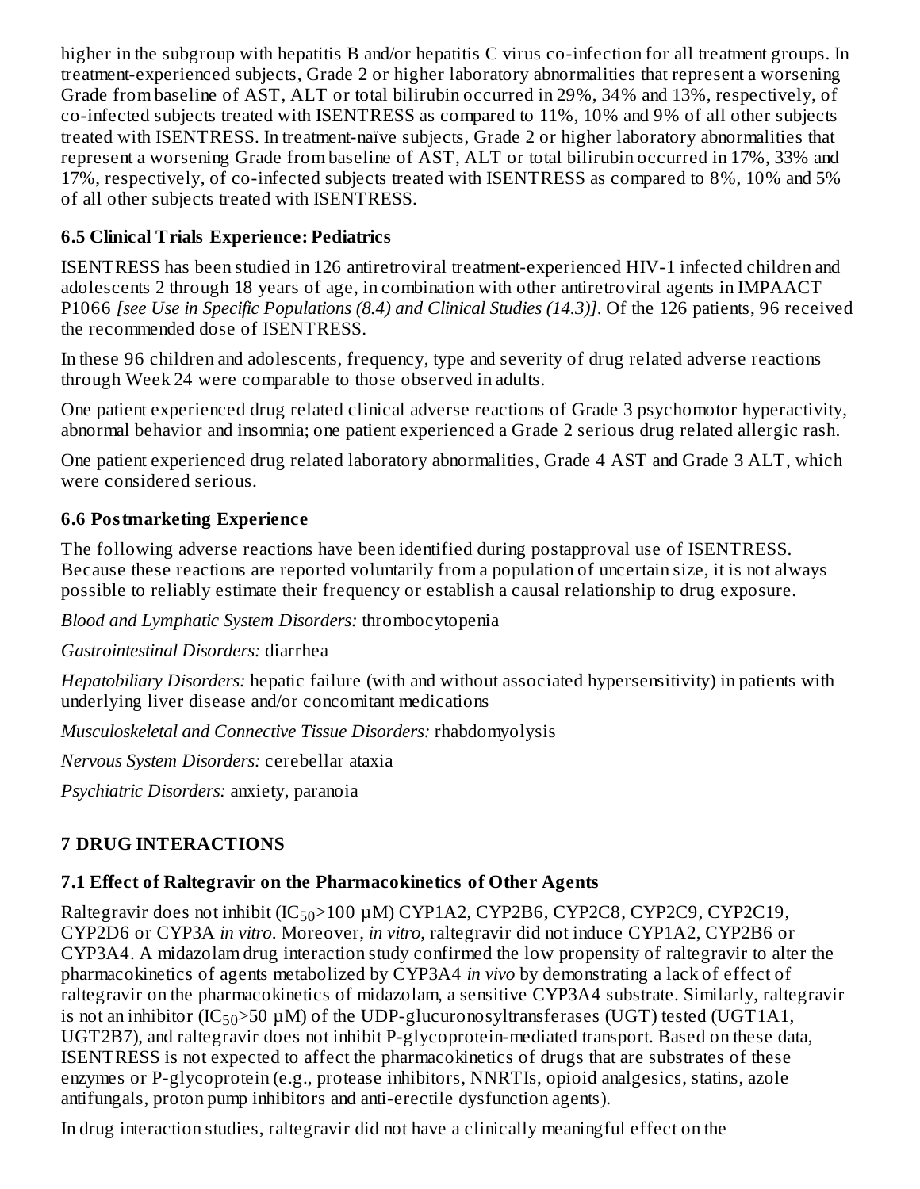higher in the subgroup with hepatitis B and/or hepatitis C virus co-infection for all treatment groups. In treatment-experienced subjects, Grade 2 or higher laboratory abnormalities that represent a worsening Grade from baseline of AST, ALT or total bilirubin occurred in 29%, 34% and 13%, respectively, of co-infected subjects treated with ISENTRESS as compared to 11%, 10% and 9% of all other subjects treated with ISENTRESS. In treatment-naïve subjects, Grade 2 or higher laboratory abnormalities that represent a worsening Grade from baseline of AST, ALT or total bilirubin occurred in 17%, 33% and 17%, respectively, of co-infected subjects treated with ISENTRESS as compared to 8%, 10% and 5% of all other subjects treated with ISENTRESS.

### 6.5 Clinical Trials Experience: Pediatrics

ISENTRESS has been studied in 126 antiretroviral treatment-experienced HIV-1 infected children and adolescents 2 through 18 years of age, in combination with other antiretroviral agents in IMPAACT P1066 *[see Use in Specific Populations (8.4) and Clinical Studies (14.3)]*. Of the 126 patients, 96 received the recommended dose of ISENTRESS.

In these 96 children and adolescents, frequency, type and severity of drug related adverse reactions through Week 24 were comparable to those observed in adults.

One patient experienced drug related clinical adverse reactions of Grade 3 psychomotor hyperactivity, abnormal behavior and insomnia; one patient experienced a Grade 2 serious drug related allergic rash.

One patient experienced drug related laboratory abnormalities, Grade 4 AST and Grade 3 ALT, which were considered serious.

### 6.6 Postmarketing Experience

The following adverse reactions have been identified during postapproval use of ISENTRESS. Because these reactions are reported voluntarily from a population of uncertain size, it is not always possible to reliably estimate their frequency or establish a causal relationship to drug exposure.

*Blood and Lymphatic System Disorders:* thrombocytopenia

*Gastrointestinal Disorders:* diarrhea

*Hepatobiliary Disorders:* hepatic failure (with and without associated hypersensitivity) in patients with underlying liver disease and/or concomitant medications

*Musculoskeletal and Connective Tissue Disorders:* rhabdomyolysis

*Nervous System Disorders:* cerebellar ataxia

*Psychiatric Disorders:* anxiety, paranoia

## 7 DRUG INTERACTIONS

### 7.1 Effect of Raltegravir on the Pharmacokinetics of Other Agents

Raltegravir does not inhibit ($IC_{50}$>100 µM) CYP1A2, CYP2B6, CYP2C8, CYP2C9, CYP2C19, CYP2D6 or CYP3A *in vitro*. Moreover, *in vitro*, raltegravir did not induce CYP1A2, CYP2B6 or CYP3A4. A midazolam drug interaction study confirmed the low propensity of raltegravir to alter the pharmacokinetics of agents metabolized by CYP3A4 *in vivo* by demonstrating a lack of effect of raltegravir on the pharmacokinetics of midazolam, a sensitive CYP3A4 substrate. Similarly, raltegravir is not an inhibitor ($IC_{50}$>50 µM) of the UDP-glucuronosyltransferases (UGT) tested (UGT1A1, UGT2B7), and raltegravir does not inhibit P-glycoprotein-mediated transport. Based on these data, ISENTRESS is not expected to affect the pharmacokinetics of drugs that are substrates of these enzymes or P-glycoprotein (e.g., protease inhibitors, NNRTIs, opioid analgesics, statins, azole antifungals, proton pump inhibitors and anti-erectile dysfunction agents).

In drug interaction studies, raltegravir did not have a clinically meaningful effect on the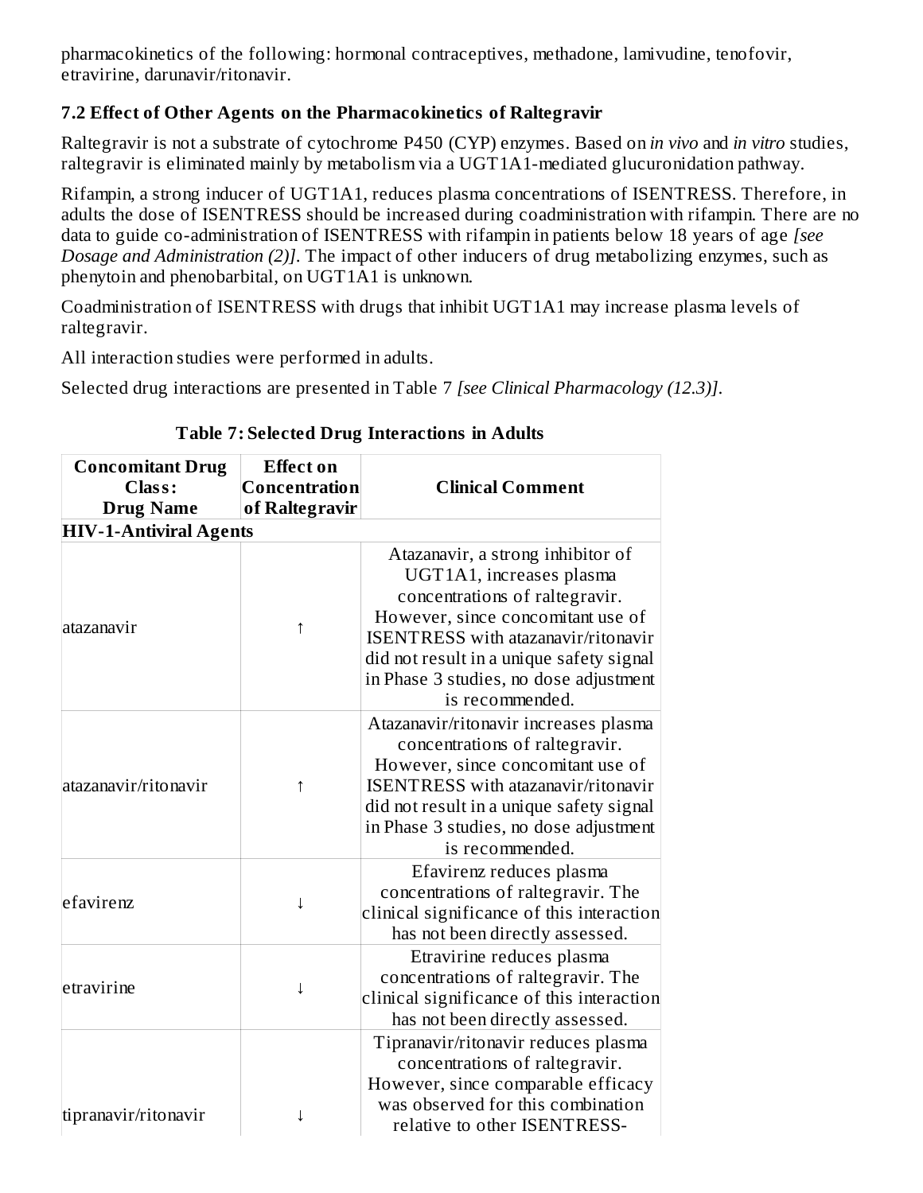pharmacokinetics of the following: hormonal contraceptives, methadone, lamivudine, tenofovir, etravirine, darunavir/ritonavir.

### 7.2 Effect of Other Agents on the Pharmacokinetics of Raltegravir

Raltegravir is not a substrate of cytochrome P450 (CYP) enzymes. Based on *in vivo* and *in vitro* studies, raltegravir is eliminated mainly by metabolism via a UGT1A1-mediated glucuronidation pathway.

Rifampin, a strong inducer of UGT1A1, reduces plasma concentrations of ISENTRESS. Therefore, in adults the dose of ISENTRESS should be increased during coadministration with rifampin. There are no data to guide co-administration of ISENTRESS with rifampin in patients below 18 years of age *[see Dosage and Administration (2)]*. The impact of other inducers of drug metabolizing enzymes, such as phenytoin and phenobarbital, on UGT1A1 is unknown.

Coadministration of ISENTRESS with drugs that inhibit UGT1A1 may increase plasma levels of raltegravir.

All interaction studies were performed in adults.

Selected drug interactions are presented in Table 7 *[see Clinical Pharmacology (12.3)]*.

**Table 7: Selected Drug Interactions in Adults**

| Concomitant Drug Class: Drug Name | Effect on Concentration of Raltegravir | Clinical Comment |
|---|---|---|
| **HIV-1-Antiviral Agents** | | |
| atazanavir | ↑ | Atazanavir, a strong inhibitor of UGT1A1, increases plasma concentrations of raltegravir. However, since concomitant use of ISENTRESS with atazanavir/ritonavir did not result in a unique safety signal in Phase 3 studies, no dose adjustment is recommended. |
| atazanavir/ritonavir | ↑ | Atazanavir/ritonavir increases plasma concentrations of raltegravir. However, since concomitant use of ISENTRESS with atazanavir/ritonavir did not result in a unique safety signal in Phase 3 studies, no dose adjustment is recommended. |
| efavirenz | ↓ | Efavirenz reduces plasma concentrations of raltegravir. The clinical significance of this interaction has not been directly assessed. |
| etravirine | ↓ | Etravirine reduces plasma concentrations of raltegravir. The clinical significance of this interaction has not been directly assessed. |
| tipranavir/ritonavir | ↓ | Tipranavir/ritonavir reduces plasma concentrations of raltegravir. However, since comparable efficacy was observed for this combination relative to other ISENTRESS- |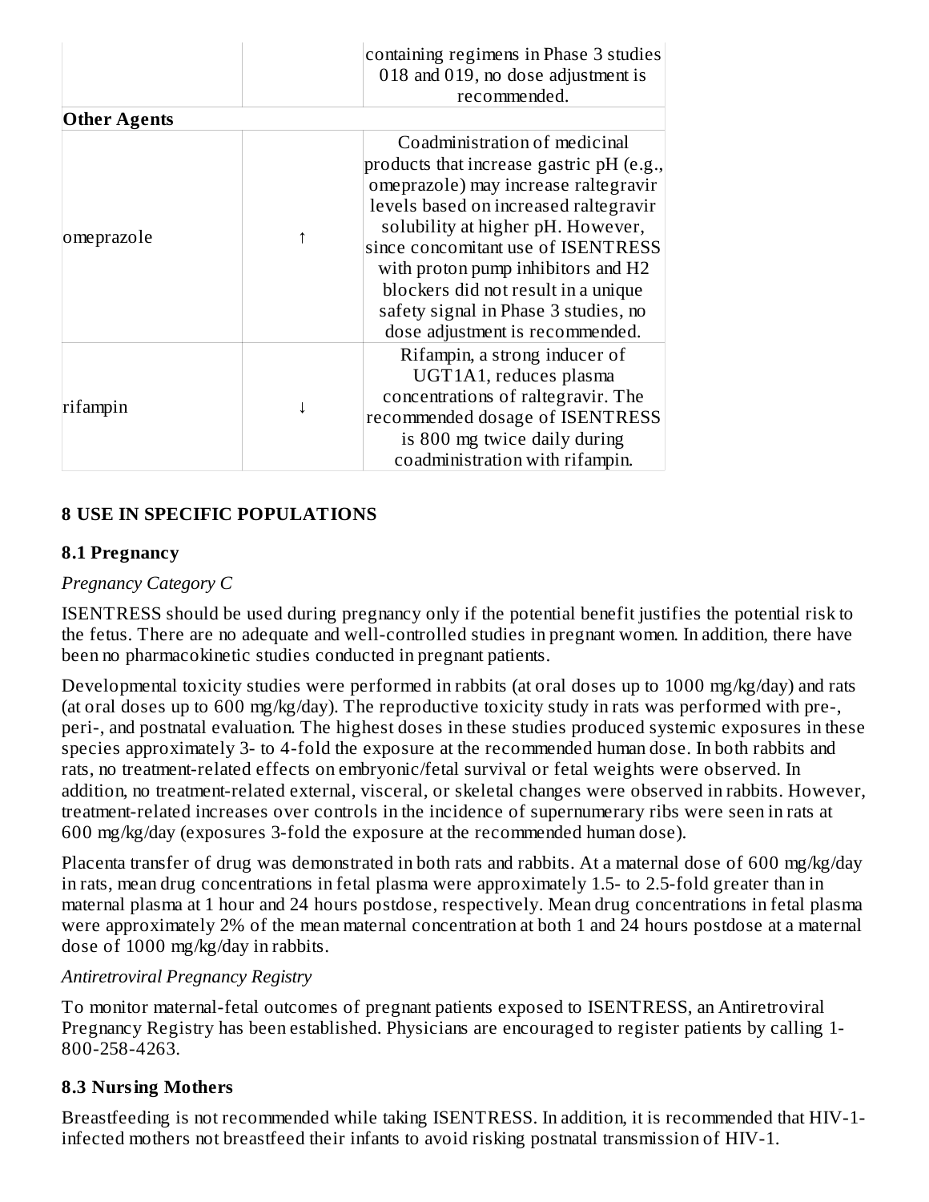| | | |
|---|---|---|
| | | containing regimens in Phase 3 studies 018 and 019, no dose adjustment is recommended. |
| **Other Agents** | | |
| omeprazole | ↑ | Coadministration of medicinal products that increase gastric pH (e.g., omeprazole) may increase raltegravir levels based on increased raltegravir solubility at higher pH. However, since concomitant use of ISENTRESS with proton pump inhibitors and H2 blockers did not result in a unique safety signal in Phase 3 studies, no dose adjustment is recommended. |
| rifampin | ↓ | Rifampin, a strong inducer of UGT1A1, reduces plasma concentrations of raltegravir. The recommended dosage of ISENTRESS is 800 mg twice daily during coadministration with rifampin. |

## 8 USE IN SPECIFIC POPULATIONS

### 8.1 Pregnancy

*Pregnancy Category C*

ISENTRESS should be used during pregnancy only if the potential benefit justifies the potential risk to the fetus. There are no adequate and well-controlled studies in pregnant women. In addition, there have been no pharmacokinetic studies conducted in pregnant patients.

Developmental toxicity studies were performed in rabbits (at oral doses up to 1000 mg/kg/day) and rats (at oral doses up to 600 mg/kg/day). The reproductive toxicity study in rats was performed with pre-, peri-, and postnatal evaluation. The highest doses in these studies produced systemic exposures in these species approximately 3- to 4-fold the exposure at the recommended human dose. In both rabbits and rats, no treatment-related effects on embryonic/fetal survival or fetal weights were observed. In addition, no treatment-related external, visceral, or skeletal changes were observed in rabbits. However, treatment-related increases over controls in the incidence of supernumerary ribs were seen in rats at 600 mg/kg/day (exposures 3-fold the exposure at the recommended human dose).

Placenta transfer of drug was demonstrated in both rats and rabbits. At a maternal dose of 600 mg/kg/day in rats, mean drug concentrations in fetal plasma were approximately 1.5- to 2.5-fold greater than in maternal plasma at 1 hour and 24 hours postdose, respectively. Mean drug concentrations in fetal plasma were approximately 2% of the mean maternal concentration at both 1 and 24 hours postdose at a maternal dose of 1000 mg/kg/day in rabbits.

*Antiretroviral Pregnancy Registry*

To monitor maternal-fetal outcomes of pregnant patients exposed to ISENTRESS, an Antiretroviral Pregnancy Registry has been established. Physicians are encouraged to register patients by calling 1-800-258-4263.

### 8.3 Nursing Mothers

Breastfeeding is not recommended while taking ISENTRESS. In addition, it is recommended that HIV-1-infected mothers not breastfeed their infants to avoid risking postnatal transmission of HIV-1.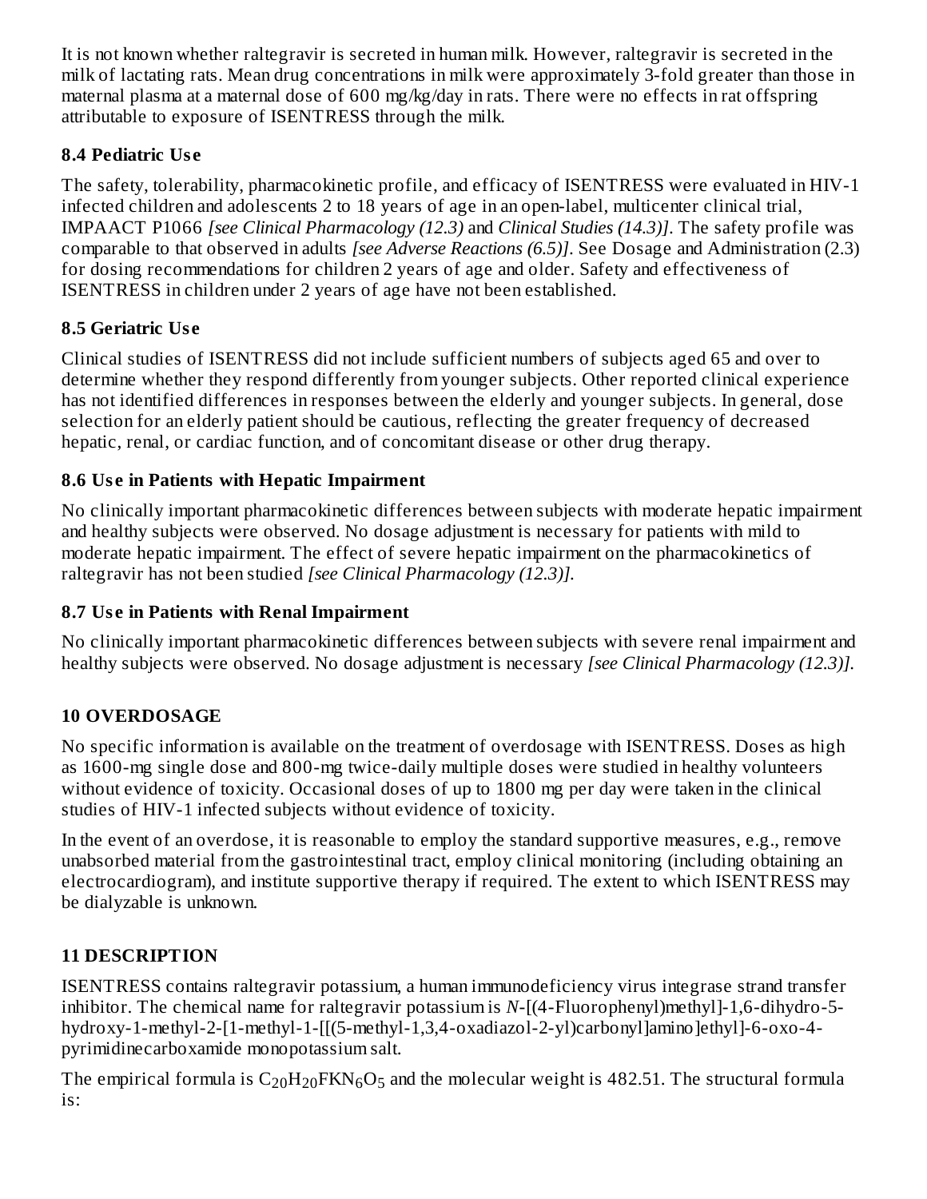It is not known whether raltegravir is secreted in human milk. However, raltegravir is secreted in the milk of lactating rats. Mean drug concentrations in milk were approximately 3-fold greater than those in maternal plasma at a maternal dose of 600 mg/kg/day in rats. There were no effects in rat offspring attributable to exposure of ISENTRESS through the milk.

### 8.4 Pediatric Use

The safety, tolerability, pharmacokinetic profile, and efficacy of ISENTRESS were evaluated in HIV-1 infected children and adolescents 2 to 18 years of age in an open-label, multicenter clinical trial, IMPAACT P1066 *[see Clinical Pharmacology (12.3)* and *Clinical Studies (14.3)]*. The safety profile was comparable to that observed in adults *[see Adverse Reactions (6.5)]*. See Dosage and Administration (2.3) for dosing recommendations for children 2 years of age and older. Safety and effectiveness of ISENTRESS in children under 2 years of age have not been established.

### 8.5 Geriatric Use

Clinical studies of ISENTRESS did not include sufficient numbers of subjects aged 65 and over to determine whether they respond differently from younger subjects. Other reported clinical experience has not identified differences in responses between the elderly and younger subjects. In general, dose selection for an elderly patient should be cautious, reflecting the greater frequency of decreased hepatic, renal, or cardiac function, and of concomitant disease or other drug therapy.

### 8.6 Use in Patients with Hepatic Impairment

No clinically important pharmacokinetic differences between subjects with moderate hepatic impairment and healthy subjects were observed. No dosage adjustment is necessary for patients with mild to moderate hepatic impairment. The effect of severe hepatic impairment on the pharmacokinetics of raltegravir has not been studied *[see Clinical Pharmacology (12.3)]*.

### 8.7 Use in Patients with Renal Impairment

No clinically important pharmacokinetic differences between subjects with severe renal impairment and healthy subjects were observed. No dosage adjustment is necessary *[see Clinical Pharmacology (12.3)]*.

## 10 OVERDOSAGE

No specific information is available on the treatment of overdosage with ISENTRESS. Doses as high as 1600-mg single dose and 800-mg twice-daily multiple doses were studied in healthy volunteers without evidence of toxicity. Occasional doses of up to 1800 mg per day were taken in the clinical studies of HIV-1 infected subjects without evidence of toxicity.

In the event of an overdose, it is reasonable to employ the standard supportive measures, e.g., remove unabsorbed material from the gastrointestinal tract, employ clinical monitoring (including obtaining an electrocardiogram), and institute supportive therapy if required. The extent to which ISENTRESS may be dialyzable is unknown.

## 11 DESCRIPTION

ISENTRESS contains raltegravir potassium, a human immunodeficiency virus integrase strand transfer inhibitor. The chemical name for raltegravir potassium is *N*-[(4-Fluorophenyl)methyl]-1,6-dihydro-5-hydroxy-1-methyl-2-[1-methyl-1-[[(5-methyl-1,3,4-oxadiazol-2-yl)carbonyl]amino]ethyl]-6-oxo-4-pyrimidinecarboxamide monopotassium salt.

The empirical formula is $C_{20}H_{20}FKN_6O_5$ and the molecular weight is 482.51. The structural formula is: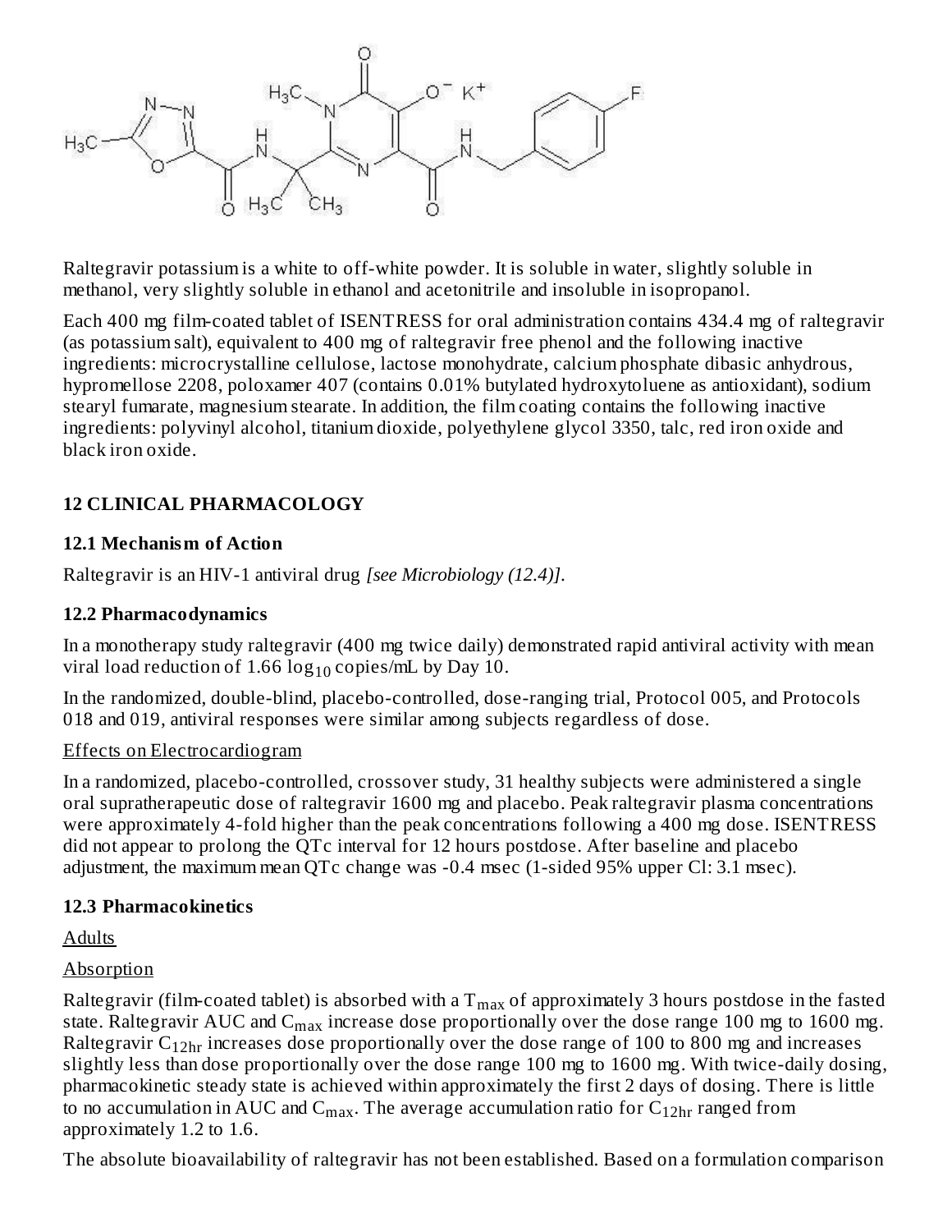Raltegravir potassium is a white to off-white powder. It is soluble in water, slightly soluble in methanol, very slightly soluble in ethanol and acetonitrile and insoluble in isopropanol.

Each 400 mg film-coated tablet of ISENTRESS for oral administration contains 434.4 mg of raltegravir (as potassium salt), equivalent to 400 mg of raltegravir free phenol and the following inactive ingredients: microcrystalline cellulose, lactose monohydrate, calcium phosphate dibasic anhydrous, hypromellose 2208, poloxamer 407 (contains 0.01% butylated hydroxytoluene as antioxidant), sodium stearyl fumarate, magnesium stearate. In addition, the film coating contains the following inactive ingredients: polyvinyl alcohol, titanium dioxide, polyethylene glycol 3350, talc, red iron oxide and black iron oxide.

## 12 CLINICAL PHARMACOLOGY

### 12.1 Mechanism of Action

Raltegravir is an HIV-1 antiviral drug *[see Microbiology (12.4)]*.

### 12.2 Pharmacodynamics

In a monotherapy study raltegravir (400 mg twice daily) demonstrated rapid antiviral activity with mean viral load reduction of 1.66 $\log_{10}$ copies/mL by Day 10.

In the randomized, double-blind, placebo-controlled, dose-ranging trial, Protocol 005, and Protocols 018 and 019, antiviral responses were similar among subjects regardless of dose.

Effects on Electrocardiogram

In a randomized, placebo-controlled, crossover study, 31 healthy subjects were administered a single oral supratherapeutic dose of raltegravir 1600 mg and placebo. Peak raltegravir plasma concentrations were approximately 4-fold higher than the peak concentrations following a 400 mg dose. ISENTRESS did not appear to prolong the QTc interval for 12 hours postdose. After baseline and placebo adjustment, the maximum mean QTc change was -0.4 msec (1-sided 95% upper Cl: 3.1 msec).

### 12.3 Pharmacokinetics

Adults

Absorption

Raltegravir (film-coated tablet) is absorbed with a $T_{max}$ of approximately 3 hours postdose in the fasted state. Raltegravir AUC and $C_{max}$ increase dose proportionally over the dose range 100 mg to 1600 mg. Raltegravir $C_{12hr}$ increases dose proportionally over the dose range of 100 to 800 mg and increases slightly less than dose proportionally over the dose range 100 mg to 1600 mg. With twice-daily dosing, pharmacokinetic steady state is achieved within approximately the first 2 days of dosing. There is little to no accumulation in AUC and $C_{max}$. The average accumulation ratio for $C_{12hr}$ ranged from approximately 1.2 to 1.6.

The absolute bioavailability of raltegravir has not been established. Based on a formulation comparison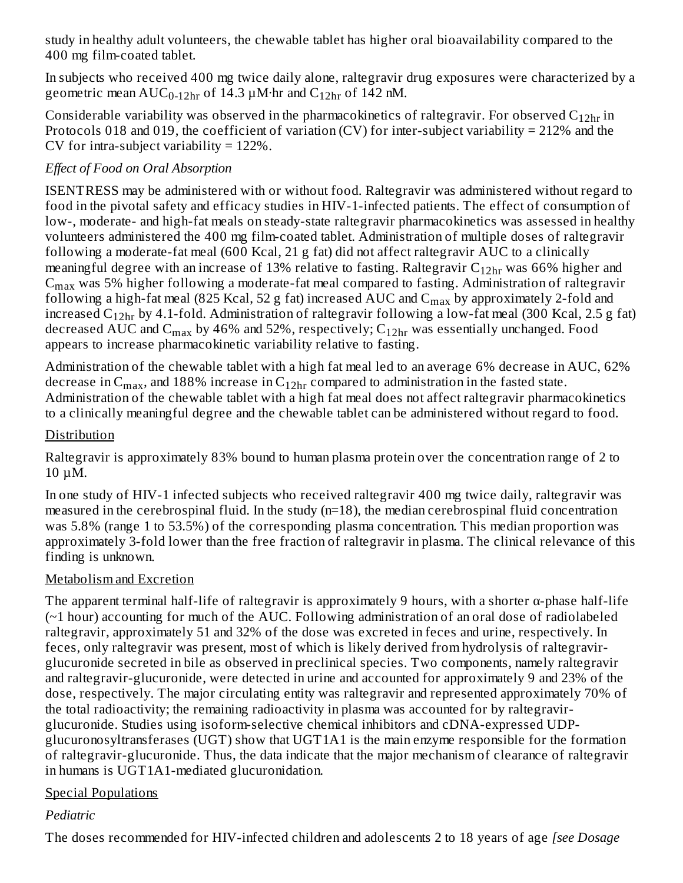study in healthy adult volunteers, the chewable tablet has higher oral bioavailability compared to the 400 mg film-coated tablet.

In subjects who received 400 mg twice daily alone, raltegravir drug exposures were characterized by a geometric mean $AUC_{0\text{-}12hr}$ of 14.3 µM·hr and $C_{12hr}$ of 142 nM.

Considerable variability was observed in the pharmacokinetics of raltegravir. For observed $C_{12hr}$ in Protocols 018 and 019, the coefficient of variation (CV) for inter-subject variability = 212% and the CV for intra-subject variability = 122%.

*Effect of Food on Oral Absorption*

ISENTRESS may be administered with or without food. Raltegravir was administered without regard to food in the pivotal safety and efficacy studies in HIV-1-infected patients. The effect of consumption of low-, moderate- and high-fat meals on steady-state raltegravir pharmacokinetics was assessed in healthy volunteers administered the 400 mg film-coated tablet. Administration of multiple doses of raltegravir following a moderate-fat meal (600 Kcal, 21 g fat) did not affect raltegravir AUC to a clinically meaningful degree with an increase of 13% relative to fasting. Raltegravir $C_{12hr}$ was 66% higher and $C_{max}$ was 5% higher following a moderate-fat meal compared to fasting. Administration of raltegravir following a high-fat meal (825 Kcal, 52 g fat) increased AUC and $C_{max}$ by approximately 2-fold and increased $C_{12hr}$ by 4.1-fold. Administration of raltegravir following a low-fat meal (300 Kcal, 2.5 g fat) decreased AUC and $C_{max}$ by 46% and 52%, respectively; $C_{12hr}$ was essentially unchanged. Food appears to increase pharmacokinetic variability relative to fasting.

Administration of the chewable tablet with a high fat meal led to an average 6% decrease in AUC, 62% decrease in $C_{max}$, and 188% increase in $C_{12hr}$ compared to administration in the fasted state. Administration of the chewable tablet with a high fat meal does not affect raltegravir pharmacokinetics to a clinically meaningful degree and the chewable tablet can be administered without regard to food.

Distribution

Raltegravir is approximately 83% bound to human plasma protein over the concentration range of 2 to 10 µM.

In one study of HIV-1 infected subjects who received raltegravir 400 mg twice daily, raltegravir was measured in the cerebrospinal fluid. In the study (n=18), the median cerebrospinal fluid concentration was 5.8% (range 1 to 53.5%) of the corresponding plasma concentration. This median proportion was approximately 3-fold lower than the free fraction of raltegravir in plasma. The clinical relevance of this finding is unknown.

Metabolism and Excretion

The apparent terminal half-life of raltegravir is approximately 9 hours, with a shorter α-phase half-life (~1 hour) accounting for much of the AUC. Following administration of an oral dose of radiolabeled raltegravir, approximately 51 and 32% of the dose was excreted in feces and urine, respectively. In feces, only raltegravir was present, most of which is likely derived from hydrolysis of raltegravir-glucuronide secreted in bile as observed in preclinical species. Two components, namely raltegravir and raltegravir-glucuronide, were detected in urine and accounted for approximately 9 and 23% of the dose, respectively. The major circulating entity was raltegravir and represented approximately 70% of the total radioactivity; the remaining radioactivity in plasma was accounted for by raltegravir-glucuronide. Studies using isoform-selective chemical inhibitors and cDNA-expressed UDP-glucuronosyltransferases (UGT) show that UGT1A1 is the main enzyme responsible for the formation of raltegravir-glucuronide. Thus, the data indicate that the major mechanism of clearance of raltegravir in humans is UGT1A1-mediated glucuronidation.

Special Populations

*Pediatric*

The doses recommended for HIV-infected children and adolescents 2 to 18 years of age *[see Dosage*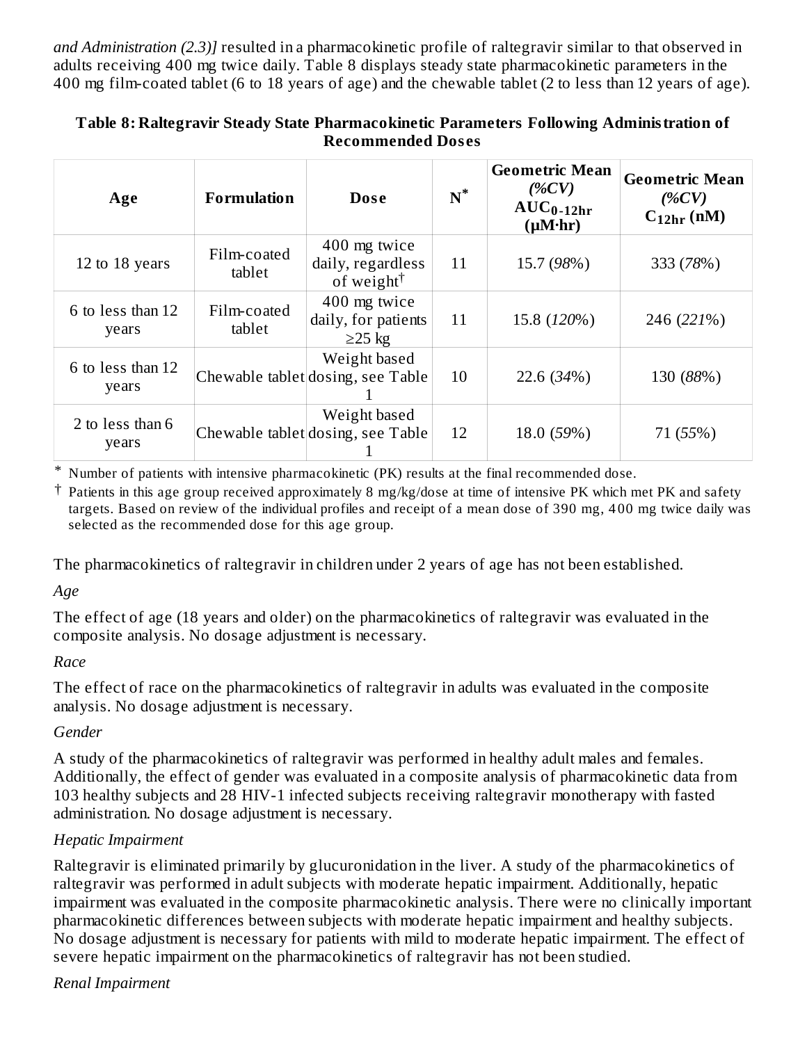*and Administration (2.3)]* resulted in a pharmacokinetic profile of raltegravir similar to that observed in adults receiving 400 mg twice daily. Table 8 displays steady state pharmacokinetic parameters in the 400 mg film-coated tablet (6 to 18 years of age) and the chewable tablet (2 to less than 12 years of age).

**Table 8: Raltegravir Steady State Pharmacokinetic Parameters Following Administration of Recommended Doses**

| Age | Formulation | Dose | N* | Geometric Mean *(%CV)* $AUC_{0\text{-}12hr}$ (μM·hr) | Geometric Mean *(%CV)* $C_{12hr}$ (nM) |
|---|---|---|---|---|---|
| 12 to 18 years | Film-coated tablet | 400 mg twice daily, regardless of weight† | 11 | 15.7 (*98%*) | 333 (*78%*) |
| 6 to less than 12 years | Film-coated tablet | 400 mg twice daily, for patients ≥25 kg | 11 | 15.8 (*120%*) | 246 (*221%*) |
| 6 to less than 12 years | Chewable tablet | Weight based dosing, see Table 1 | 10 | 22.6 (*34%*) | 130 (*88%*) |
| 2 to less than 6 years | Chewable tablet | Weight based dosing, see Table 1 | 12 | 18.0 (*59%*) | 71 (*55%*) |

\* Number of patients with intensive pharmacokinetic (PK) results at the final recommended dose.

† Patients in this age group received approximately 8 mg/kg/dose at time of intensive PK which met PK and safety targets. Based on review of the individual profiles and receipt of a mean dose of 390 mg, 400 mg twice daily was selected as the recommended dose for this age group.

The pharmacokinetics of raltegravir in children under 2 years of age has not been established.

*Age*

The effect of age (18 years and older) on the pharmacokinetics of raltegravir was evaluated in the composite analysis. No dosage adjustment is necessary.

*Race*

The effect of race on the pharmacokinetics of raltegravir in adults was evaluated in the composite analysis. No dosage adjustment is necessary.

*Gender*

A study of the pharmacokinetics of raltegravir was performed in healthy adult males and females. Additionally, the effect of gender was evaluated in a composite analysis of pharmacokinetic data from 103 healthy subjects and 28 HIV-1 infected subjects receiving raltegravir monotherapy with fasted administration. No dosage adjustment is necessary.

*Hepatic Impairment*

Raltegravir is eliminated primarily by glucuronidation in the liver. A study of the pharmacokinetics of raltegravir was performed in adult subjects with moderate hepatic impairment. Additionally, hepatic impairment was evaluated in the composite pharmacokinetic analysis. There were no clinically important pharmacokinetic differences between subjects with moderate hepatic impairment and healthy subjects. No dosage adjustment is necessary for patients with mild to moderate hepatic impairment. The effect of severe hepatic impairment on the pharmacokinetics of raltegravir has not been studied.

*Renal Impairment*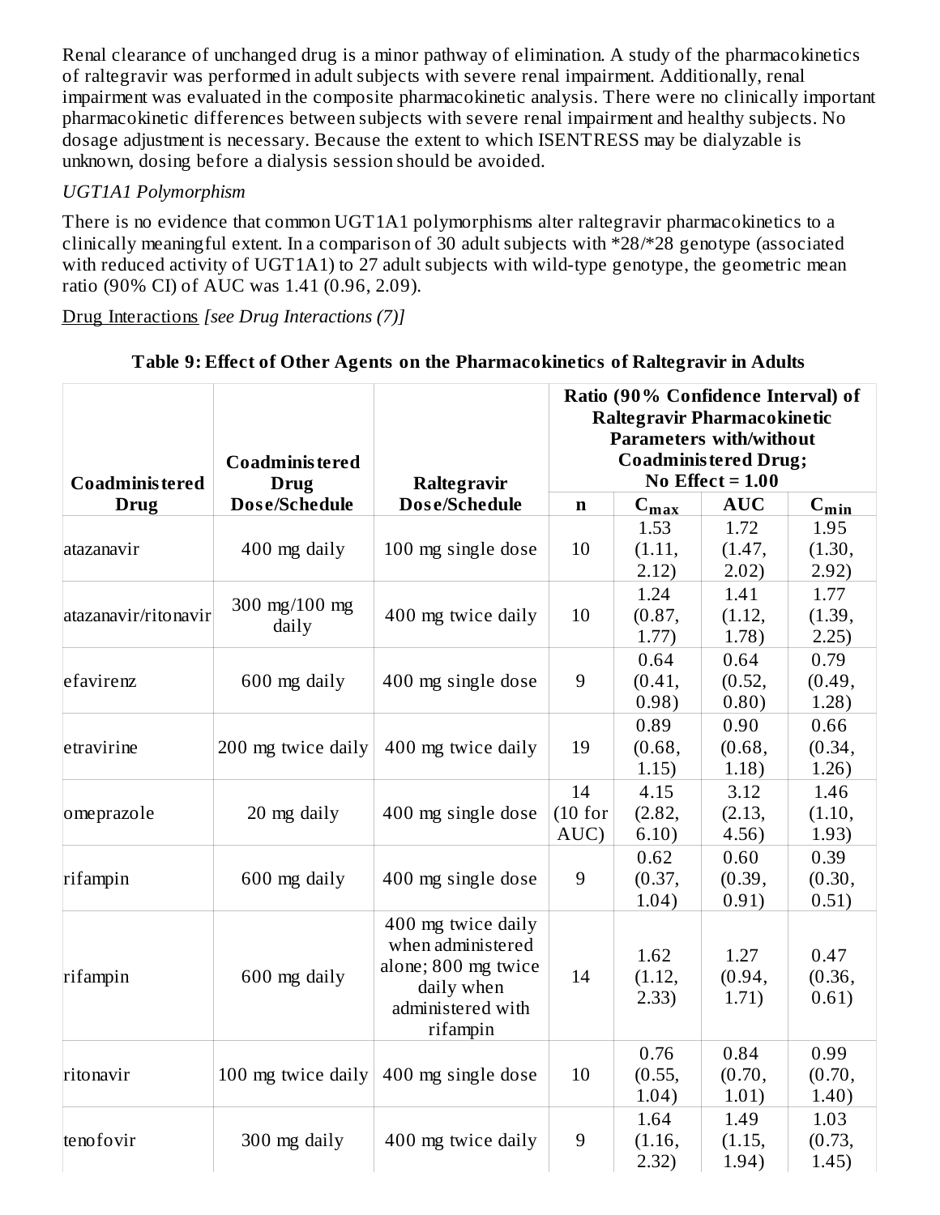Renal clearance of unchanged drug is a minor pathway of elimination. A study of the pharmacokinetics of raltegravir was performed in adult subjects with severe renal impairment. Additionally, renal impairment was evaluated in the composite pharmacokinetic analysis. There were no clinically important pharmacokinetic differences between subjects with severe renal impairment and healthy subjects. No dosage adjustment is necessary. Because the extent to which ISENTRESS may be dialyzable is unknown, dosing before a dialysis session should be avoided.

*UGT1A1 Polymorphism*

There is no evidence that common UGT1A1 polymorphisms alter raltegravir pharmacokinetics to a clinically meaningful extent. In a comparison of 30 adult subjects with *28/*28 genotype (associated with reduced activity of UGT1A1) to 27 adult subjects with wild-type genotype, the geometric mean ratio (90% CI) of AUC was 1.41 (0.96, 2.09).

Drug Interactions *[see Drug Interactions (7)]*

**Table 9: Effect of Other Agents on the Pharmacokinetics of Raltegravir in Adults**

| Coadministered Drug | Coadministered Drug Dose/Schedule | Raltegravir Dose/Schedule | Ratio (90% Confidence Interval) of Raltegravir Pharmacokinetic Parameters with/without Coadministered Drug; No Effect = 1.00 | | | |
|---|---|---|---|---|---|---|
| | | | n | $C_{max}$ | AUC | $C_{min}$ |
| atazanavir | 400 mg daily | 100 mg single dose | 10 | 1.53 (1.11, 2.12) | 1.72 (1.47, 2.02) | 1.95 (1.30, 2.92) |
| atazanavir/ritonavir | 300 mg/100 mg daily | 400 mg twice daily | 10 | 1.24 (0.87, 1.77) | 1.41 (1.12, 1.78) | 1.77 (1.39, 2.25) |
| efavirenz | 600 mg daily | 400 mg single dose | 9 | 0.64 (0.41, 0.98) | 0.64 (0.52, 0.80) | 0.79 (0.49, 1.28) |
| etravirine | 200 mg twice daily | 400 mg twice daily | 19 | 0.89 (0.68, 1.15) | 0.90 (0.68, 1.18) | 0.66 (0.34, 1.26) |
| omeprazole | 20 mg daily | 400 mg single dose | 14 (10 for AUC) | 4.15 (2.82, 6.10) | 3.12 (2.13, 4.56) | 1.46 (1.10, 1.93) |
| rifampin | 600 mg daily | 400 mg single dose | 9 | 0.62 (0.37, 1.04) | 0.60 (0.39, 0.91) | 0.39 (0.30, 0.51) |
| rifampin | 600 mg daily | 400 mg twice daily when administered alone; 800 mg twice daily when administered with rifampin | 14 | 1.62 (1.12, 2.33) | 1.27 (0.94, 1.71) | 0.47 (0.36, 0.61) |
| ritonavir | 100 mg twice daily | 400 mg single dose | 10 | 0.76 (0.55, 1.04) | 0.84 (0.70, 1.01) | 0.99 (0.70, 1.40) |
| tenofovir | 300 mg daily | 400 mg twice daily | 9 | 1.64 (1.16, 2.32) | 1.49 (1.15, 1.94) | 1.03 (0.73, 1.45) |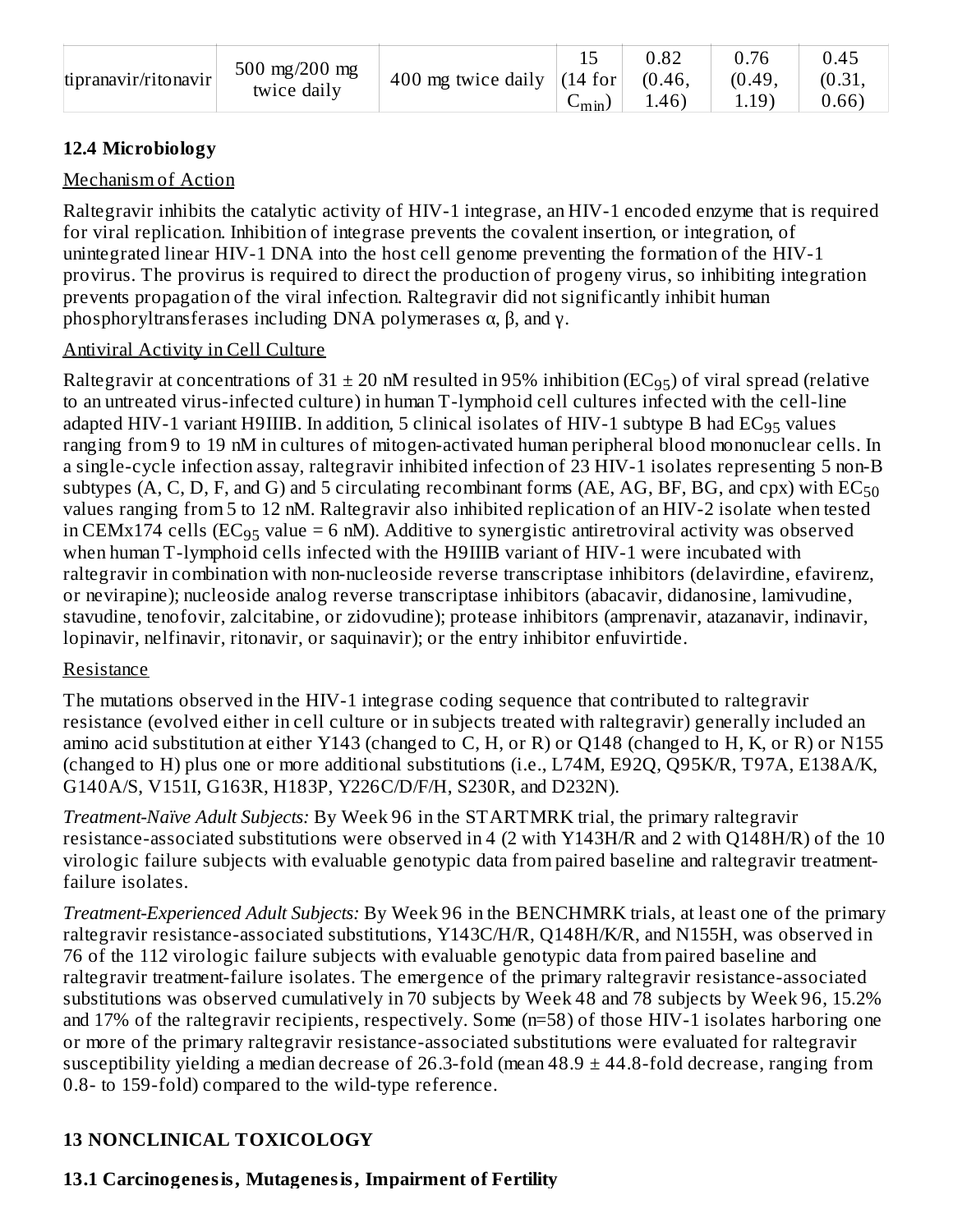| tipranavir/ritonavir | 500 mg/200 mg twice daily | 400 mg twice daily | 15 (14 for $C_{min}$) | 0.82 (0.46, 1.46) | 0.76 (0.49, 1.19) | 0.45 (0.31, 0.66) |
|---|---|---|---|---|---|---|

### 12.4 Microbiology

Mechanism of Action

Raltegravir inhibits the catalytic activity of HIV-1 integrase, an HIV-1 encoded enzyme that is required for viral replication. Inhibition of integrase prevents the covalent insertion, or integration, of unintegrated linear HIV-1 DNA into the host cell genome preventing the formation of the HIV-1 provirus. The provirus is required to direct the production of progeny virus, so inhibiting integration prevents propagation of the viral infection. Raltegravir did not significantly inhibit human phosphoryltransferases including DNA polymerases α, β, and γ.

Antiviral Activity in Cell Culture

Raltegravir at concentrations of 31 ± 20 nM resulted in 95% inhibition ($EC_{95}$) of viral spread (relative to an untreated virus-infected culture) in human T-lymphoid cell cultures infected with the cell-line adapted HIV-1 variant H9IIIB. In addition, 5 clinical isolates of HIV-1 subtype B had $EC_{95}$ values ranging from 9 to 19 nM in cultures of mitogen-activated human peripheral blood mononuclear cells. In a single-cycle infection assay, raltegravir inhibited infection of 23 HIV-1 isolates representing 5 non-B subtypes (A, C, D, F, and G) and 5 circulating recombinant forms (AE, AG, BF, BG, and cpx) with $EC_{50}$ values ranging from 5 to 12 nM. Raltegravir also inhibited replication of an HIV-2 isolate when tested in CEMx174 cells ($EC_{95}$ value = 6 nM). Additive to synergistic antiretroviral activity was observed when human T-lymphoid cells infected with the H9IIIB variant of HIV-1 were incubated with raltegravir in combination with non-nucleoside reverse transcriptase inhibitors (delavirdine, efavirenz, or nevirapine); nucleoside analog reverse transcriptase inhibitors (abacavir, didanosine, lamivudine, stavudine, tenofovir, zalcitabine, or zidovudine); protease inhibitors (amprenavir, atazanavir, indinavir, lopinavir, nelfinavir, ritonavir, or saquinavir); or the entry inhibitor enfuvirtide.

Resistance

The mutations observed in the HIV-1 integrase coding sequence that contributed to raltegravir resistance (evolved either in cell culture or in subjects treated with raltegravir) generally included an amino acid substitution at either Y143 (changed to C, H, or R) or Q148 (changed to H, K, or R) or N155 (changed to H) plus one or more additional substitutions (i.e., L74M, E92Q, Q95K/R, T97A, E138A/K, G140A/S, V151I, G163R, H183P, Y226C/D/F/H, S230R, and D232N).

*Treatment-Naïve Adult Subjects:* By Week 96 in the STARTMRK trial, the primary raltegravir resistance-associated substitutions were observed in 4 (2 with Y143H/R and 2 with Q148H/R) of the 10 virologic failure subjects with evaluable genotypic data from paired baseline and raltegravir treatment-failure isolates.

*Treatment-Experienced Adult Subjects:* By Week 96 in the BENCHMRK trials, at least one of the primary raltegravir resistance-associated substitutions, Y143C/H/R, Q148H/K/R, and N155H, was observed in 76 of the 112 virologic failure subjects with evaluable genotypic data from paired baseline and raltegravir treatment-failure isolates. The emergence of the primary raltegravir resistance-associated substitutions was observed cumulatively in 70 subjects by Week 48 and 78 subjects by Week 96, 15.2% and 17% of the raltegravir recipients, respectively. Some (n=58) of those HIV-1 isolates harboring one or more of the primary raltegravir resistance-associated substitutions were evaluated for raltegravir susceptibility yielding a median decrease of 26.3-fold (mean 48.9 ± 44.8-fold decrease, ranging from 0.8- to 159-fold) compared to the wild-type reference.

## 13 NONCLINICAL TOXICOLOGY

### 13.1 Carcinogenesis, Mutagenesis, Impairment of Fertility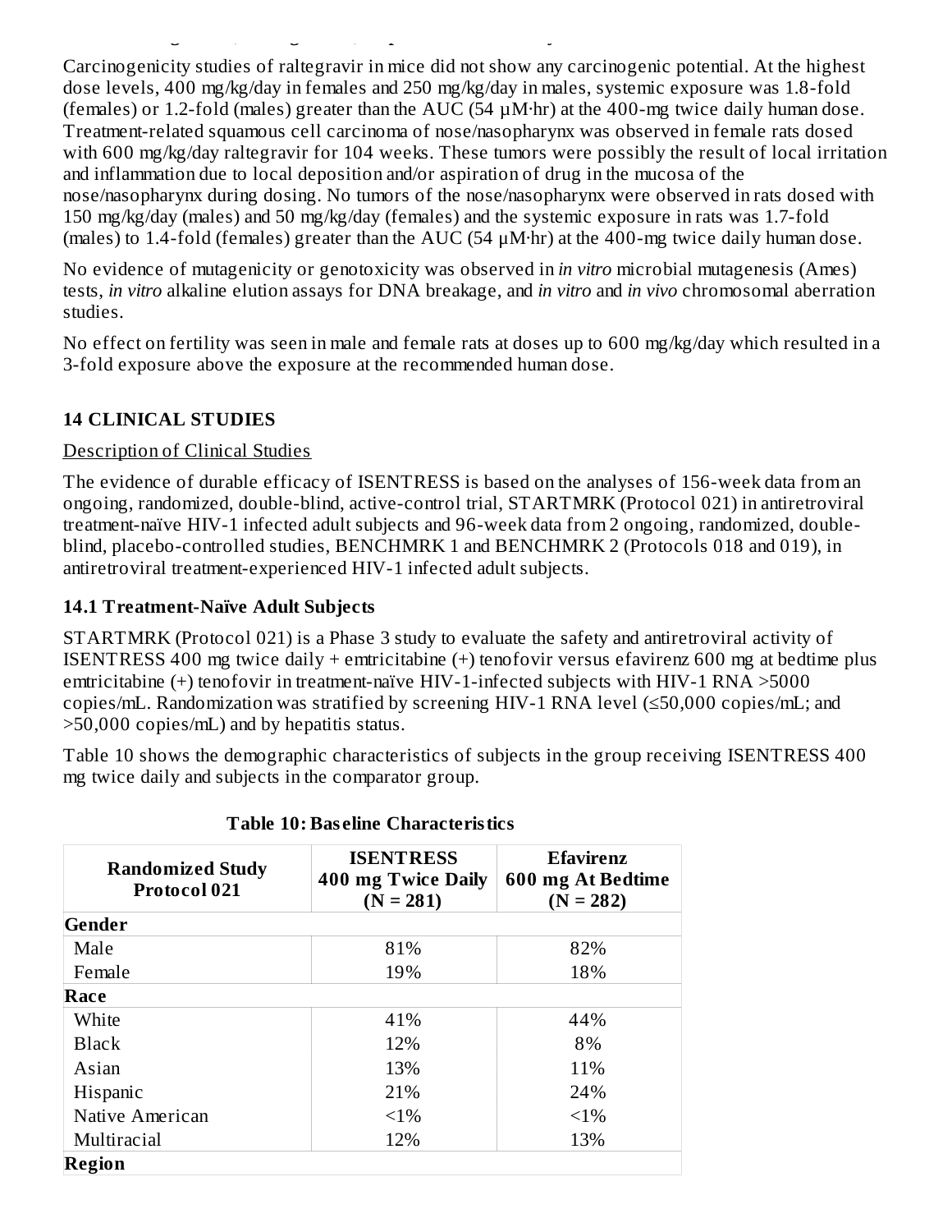Carcinogenicity studies of raltegravir in mice did not show any carcinogenic potential. At the highest dose levels, 400 mg/kg/day in females and 250 mg/kg/day in males, systemic exposure was 1.8-fold (females) or 1.2-fold (males) greater than the AUC (54 µM·hr) at the 400-mg twice daily human dose. Treatment-related squamous cell carcinoma of nose/nasopharynx was observed in female rats dosed with 600 mg/kg/day raltegravir for 104 weeks. These tumors were possibly the result of local irritation and inflammation due to local deposition and/or aspiration of drug in the mucosa of the nose/nasopharynx during dosing. No tumors of the nose/nasopharynx were observed in rats dosed with 150 mg/kg/day (males) and 50 mg/kg/day (females) and the systemic exposure in rats was 1.7-fold (males) to 1.4-fold (females) greater than the AUC (54 µM·hr) at the 400-mg twice daily human dose.

No evidence of mutagenicity or genotoxicity was observed in *in vitro* microbial mutagenesis (Ames) tests, *in vitro* alkaline elution assays for DNA breakage, and *in vitro* and *in vivo* chromosomal aberration studies.

No effect on fertility was seen in male and female rats at doses up to 600 mg/kg/day which resulted in a 3-fold exposure above the exposure at the recommended human dose.

## 14 CLINICAL STUDIES

Description of Clinical Studies

The evidence of durable efficacy of ISENTRESS is based on the analyses of 156-week data from an ongoing, randomized, double-blind, active-control trial, STARTMRK (Protocol 021) in antiretroviral treatment-naïve HIV-1 infected adult subjects and 96-week data from 2 ongoing, randomized, double-blind, placebo-controlled studies, BENCHMRK 1 and BENCHMRK 2 (Protocols 018 and 019), in antiretroviral treatment-experienced HIV-1 infected adult subjects.

### 14.1 Treatment-Naïve Adult Subjects

STARTMRK (Protocol 021) is a Phase 3 study to evaluate the safety and antiretroviral activity of ISENTRESS 400 mg twice daily + emtricitabine (+) tenofovir versus efavirenz 600 mg at bedtime plus emtricitabine (+) tenofovir in treatment-naïve HIV-1-infected subjects with HIV-1 RNA >5000 copies/mL. Randomization was stratified by screening HIV-1 RNA level (≤50,000 copies/mL; and >50,000 copies/mL) and by hepatitis status.

Table 10 shows the demographic characteristics of subjects in the group receiving ISENTRESS 400 mg twice daily and subjects in the comparator group.

**Table 10: Baseline Characteristics**

| Randomized Study Protocol 021 | ISENTRESS 400 mg Twice Daily (N = 281) | Efavirenz 600 mg At Bedtime (N = 282) |
|---|---|---|
| **Gender** | | |
| Male | 81% | 82% |
| Female | 19% | 18% |
| **Race** | | |
| White | 41% | 44% |
| Black | 12% | 8% |
| Asian | 13% | 11% |
| Hispanic | 21% | 24% |
| Native American | <1% | <1% |
| Multiracial | 12% | 13% |
| **Region** | | |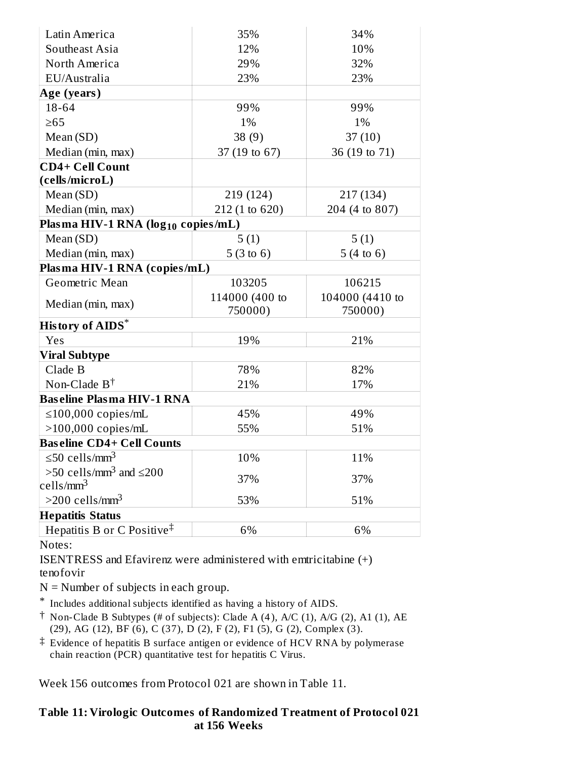| | | |
|---|---|---|
| Latin America | 35% | 34% |
| Southeast Asia | 12% | 10% |
| North America | 29% | 32% |
| EU/Australia | 23% | 23% |
| **Age (years)** | | |
| 18-64 | 99% | 99% |
| ≥65 | 1% | 1% |
| Mean (SD) | 38 (9) | 37 (10) |
| Median (min, max) | 37 (19 to 67) | 36 (19 to 71) |
| **CD4+ Cell Count (cells/microL)** | | |
| Mean (SD) | 219 (124) | 217 (134) |
| Median (min, max) | 212 (1 to 620) | 204 (4 to 807) |
| **Plasma HIV-1 RNA ($log_{10}$ copies/mL)** | | |
| Mean (SD) | 5 (1) | 5 (1) |
| Median (min, max) | 5 (3 to 6) | 5 (4 to 6) |
| **Plasma HIV-1 RNA (copies/mL)** | | |
| Geometric Mean | 103205 | 106215 |
| Median (min, max) | 114000 (400 to 750000) | 104000 (4410 to 750000) |
| **History of AIDS*** | | |
| Yes | 19% | 21% |
| **Viral Subtype** | | |
| Clade B | 78% | 82% |
| Non-Clade B† | 21% | 17% |
| **Baseline Plasma HIV-1 RNA** | | |
| ≤100,000 copies/mL | 45% | 49% |
| >100,000 copies/mL | 55% | 51% |
| **Baseline CD4+ Cell Counts** | | |
| ≤50 cells/mm$^3$ | 10% | 11% |
| >50 cells/mm$^3$ and ≤200 cells/mm$^3$ | 37% | 37% |
| >200 cells/mm$^3$ | 53% | 51% |
| **Hepatitis Status** | | |
| Hepatitis B or C Positive‡ | 6% | 6% |

Notes:

ISENTRESS and Efavirenz were administered with emtricitabine (+) tenofovir

N = Number of subjects in each group.

* Includes additional subjects identified as having a history of AIDS.

† Non-Clade B Subtypes (# of subjects): Clade A (4), A/C (1), A/G (2), A1 (1), AE (29), AG (12), BF (6), C (37), D (2), F (2), F1 (5), G (2), Complex (3).

‡ Evidence of hepatitis B surface antigen or evidence of HCV RNA by polymerase chain reaction (PCR) quantitative test for hepatitis C Virus.

Week 156 outcomes from Protocol 021 are shown in Table 11.

**Table 11: Virologic Outcomes of Randomized Treatment of Protocol 021 at 156 Weeks**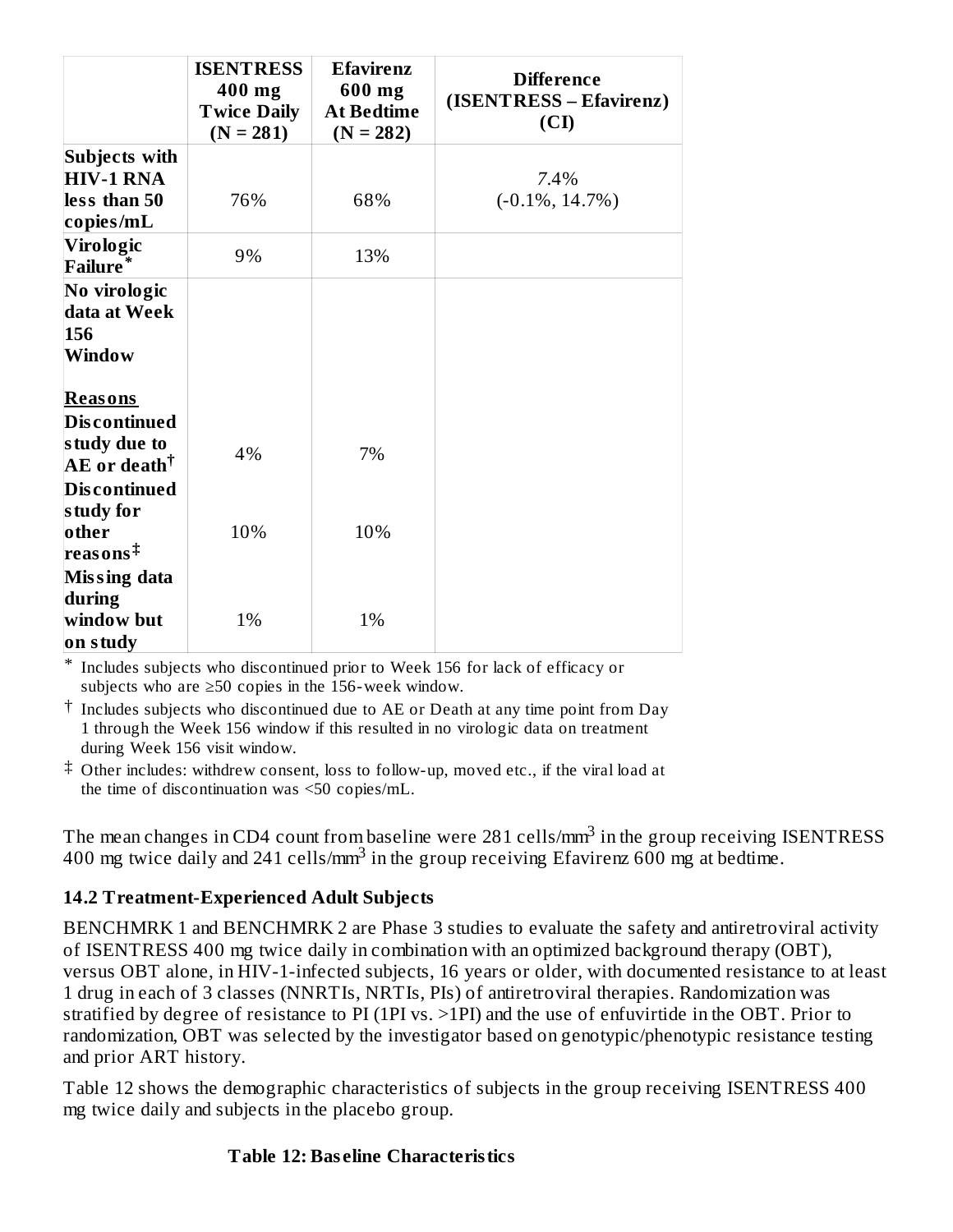| | ISENTRESS 400 mg Twice Daily (N = 281) | Efavirenz 600 mg At Bedtime (N = 282) | Difference (ISENTRESS – Efavirenz) (CI) |
|---|---|---|---|
| **Subjects with HIV-1 RNA less than 50 copies/mL** | 76% | 68% | 7.4% (-0.1%, 14.7%) |
| **Virologic Failure*** | 9% | 13% | |
| **No virologic data at Week 156 Window** | | | |
| **Reasons** | | | |
| **Discontinued study due to AE or death†** | 4% | 7% | |
| **Discontinued study for other reasons‡** | 10% | 10% | |
| **Missing data during window but on study** | 1% | 1% | |

\* Includes subjects who discontinued prior to Week 156 for lack of efficacy or subjects who are ≥50 copies in the 156-week window.

† Includes subjects who discontinued due to AE or Death at any time point from Day 1 through the Week 156 window if this resulted in no virologic data on treatment during Week 156 visit window.

‡ Other includes: withdrew consent, loss to follow-up, moved etc., if the viral load at the time of discontinuation was <50 copies/mL.

The mean changes in CD4 count from baseline were 281 cells/mm$^3$ in the group receiving ISENTRESS 400 mg twice daily and 241 cells/mm$^3$ in the group receiving Efavirenz 600 mg at bedtime.

### 14.2 Treatment-Experienced Adult Subjects

BENCHMRK 1 and BENCHMRK 2 are Phase 3 studies to evaluate the safety and antiretroviral activity of ISENTRESS 400 mg twice daily in combination with an optimized background therapy (OBT), versus OBT alone, in HIV-1-infected subjects, 16 years or older, with documented resistance to at least 1 drug in each of 3 classes (NNRTIs, NRTIs, PIs) of antiretroviral therapies. Randomization was stratified by degree of resistance to PI (1PI vs. >1PI) and the use of enfuvirtide in the OBT. Prior to randomization, OBT was selected by the investigator based on genotypic/phenotypic resistance testing and prior ART history.

Table 12 shows the demographic characteristics of subjects in the group receiving ISENTRESS 400 mg twice daily and subjects in the placebo group.

**Table 12: Baseline Characteristics**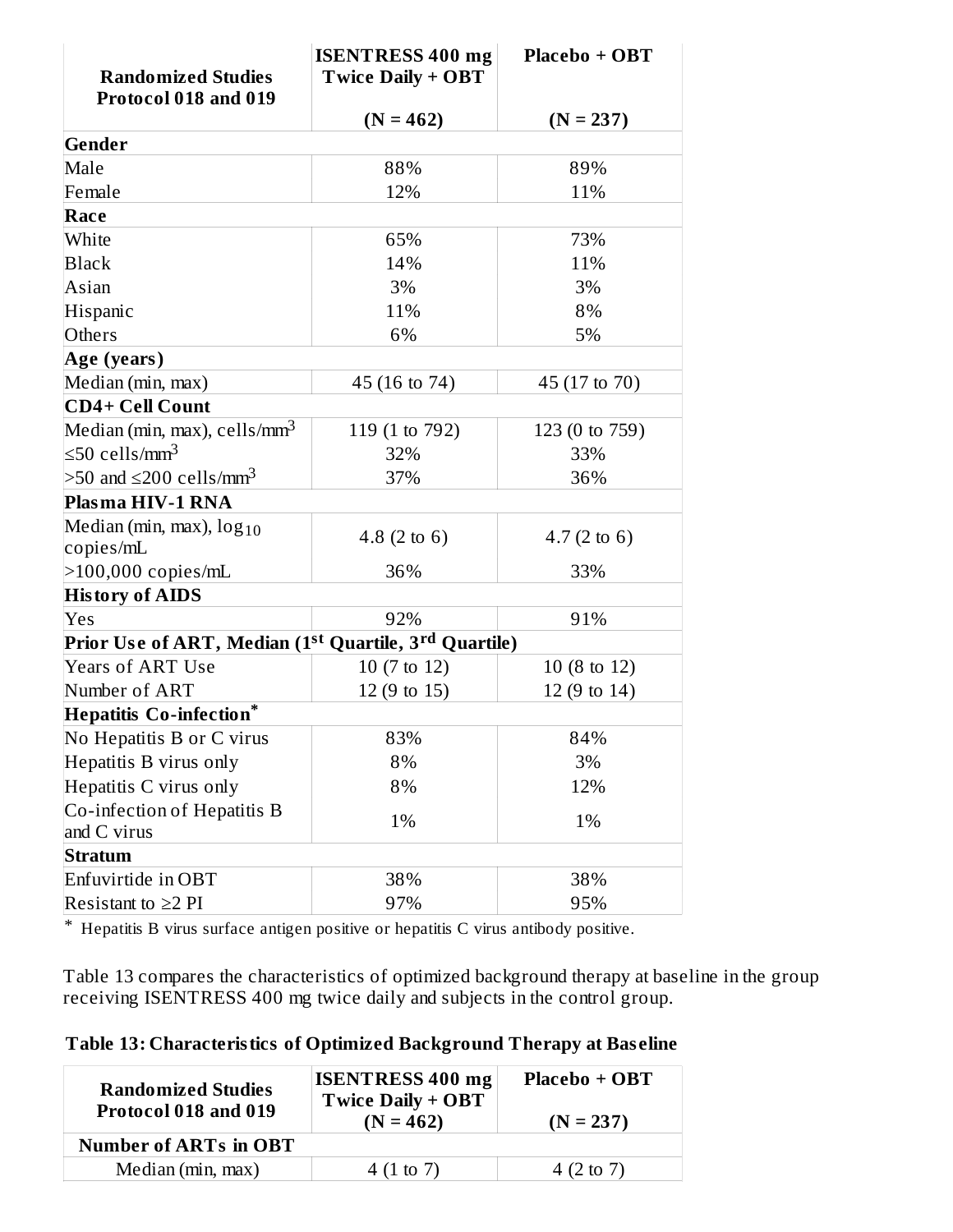| Randomized Studies Protocol 018 and 019 | ISENTRESS 400 mg Twice Daily + OBT (N = 462) | Placebo + OBT (N = 237) |
|---|---|---|
| **Gender** | | |
| Male | 88% | 89% |
| Female | 12% | 11% |
| **Race** | | |
| White | 65% | 73% |
| Black | 14% | 11% |
| Asian | 3% | 3% |
| Hispanic | 11% | 8% |
| Others | 6% | 5% |
| **Age (years)** | | |
| Median (min, max) | 45 (16 to 74) | 45 (17 to 70) |
| **CD4+ Cell Count** | | |
| Median (min, max), cells/$mm^3$ | 119 (1 to 792) | 123 (0 to 759) |
| ≤50 cells/$mm^3$ | 32% | 33% |
| >50 and ≤200 cells/$mm^3$ | 37% | 36% |
| **Plasma HIV-1 RNA** | | |
| Median (min, max), $\log_{10}$ copies/mL | 4.8 (2 to 6) | 4.7 (2 to 6) |
| >100,000 copies/mL | 36% | 33% |
| **History of AIDS** | | |
| Yes | 92% | 91% |
| **Prior Use of ART, Median (1st Quartile, 3rd Quartile)** | | |
| Years of ART Use | 10 (7 to 12) | 10 (8 to 12) |
| Number of ART | 12 (9 to 15) | 12 (9 to 14) |
| **Hepatitis Co-infection*** | | |
| No Hepatitis B or C virus | 83% | 84% |
| Hepatitis B virus only | 8% | 3% |
| Hepatitis C virus only | 8% | 12% |
| Co-infection of Hepatitis B and C virus | 1% | 1% |
| **Stratum** | | |
| Enfuvirtide in OBT | 38% | 38% |
| Resistant to ≥2 PI | 97% | 95% |

* Hepatitis B virus surface antigen positive or hepatitis C virus antibody positive.

Table 13 compares the characteristics of optimized background therapy at baseline in the group receiving ISENTRESS 400 mg twice daily and subjects in the control group.

**Table 13: Characteristics of Optimized Background Therapy at Baseline**

| Randomized Studies Protocol 018 and 019 | ISENTRESS 400 mg Twice Daily + OBT (N = 462) | Placebo + OBT (N = 237) |
|---|---|---|
| **Number of ARTs in OBT** | | |
| Median (min, max) | 4 (1 to 7) | 4 (2 to 7) |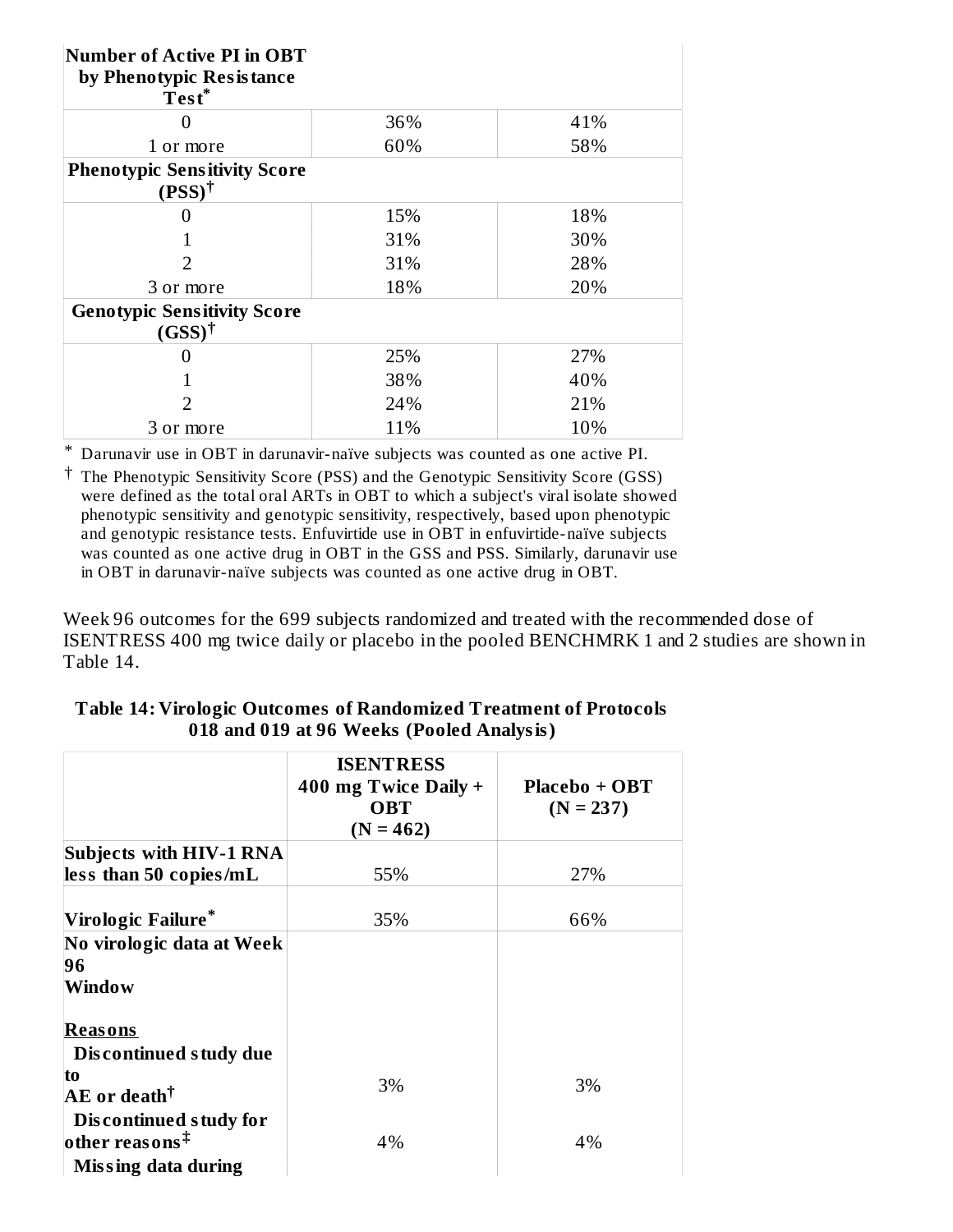| **Number of Active PI in OBT by Phenotypic Resistance Test*** | | |
|---|---|---|
| 0 | 36% | 41% |
| 1 or more | 60% | 58% |
| **Phenotypic Sensitivity Score (PSS)†** | | |
| 0 | 15% | 18% |
| 1 | 31% | 30% |
| 2 | 31% | 28% |
| 3 or more | 18% | 20% |
| **Genotypic Sensitivity Score (GSS)†** | | |
| 0 | 25% | 27% |
| 1 | 38% | 40% |
| 2 | 24% | 21% |
| 3 or more | 11% | 10% |

\* Darunavir use in OBT in darunavir-naïve subjects was counted as one active PI.

† The Phenotypic Sensitivity Score (PSS) and the Genotypic Sensitivity Score (GSS) were defined as the total oral ARTs in OBT to which a subject's viral isolate showed phenotypic sensitivity and genotypic sensitivity, respectively, based upon phenotypic and genotypic resistance tests. Enfuvirtide use in OBT in enfuvirtide-naïve subjects was counted as one active drug in OBT in the GSS and PSS. Similarly, darunavir use in OBT in darunavir-naïve subjects was counted as one active drug in OBT.

Week 96 outcomes for the 699 subjects randomized and treated with the recommended dose of ISENTRESS 400 mg twice daily or placebo in the pooled BENCHMRK 1 and 2 studies are shown in Table 14.

**Table 14: Virologic Outcomes of Randomized Treatment of Protocols 018 and 019 at 96 Weeks (Pooled Analysis)**

| | **ISENTRESS 400 mg Twice Daily + OBT (N = 462)** | **Placebo + OBT (N = 237)** |
|---|---|---|
| **Subjects with HIV-1 RNA less than 50 copies/mL** | 55% | 27% |
| **Virologic Failure*** | 35% | 66% |
| **No virologic data at Week 96 Window** | | |
| **Reasons** | | |
| **Discontinued study due to AE or death†** | 3% | 3% |
| **Discontinued study for other reasons‡** | 4% | 4% |
| **Missing data during** | | |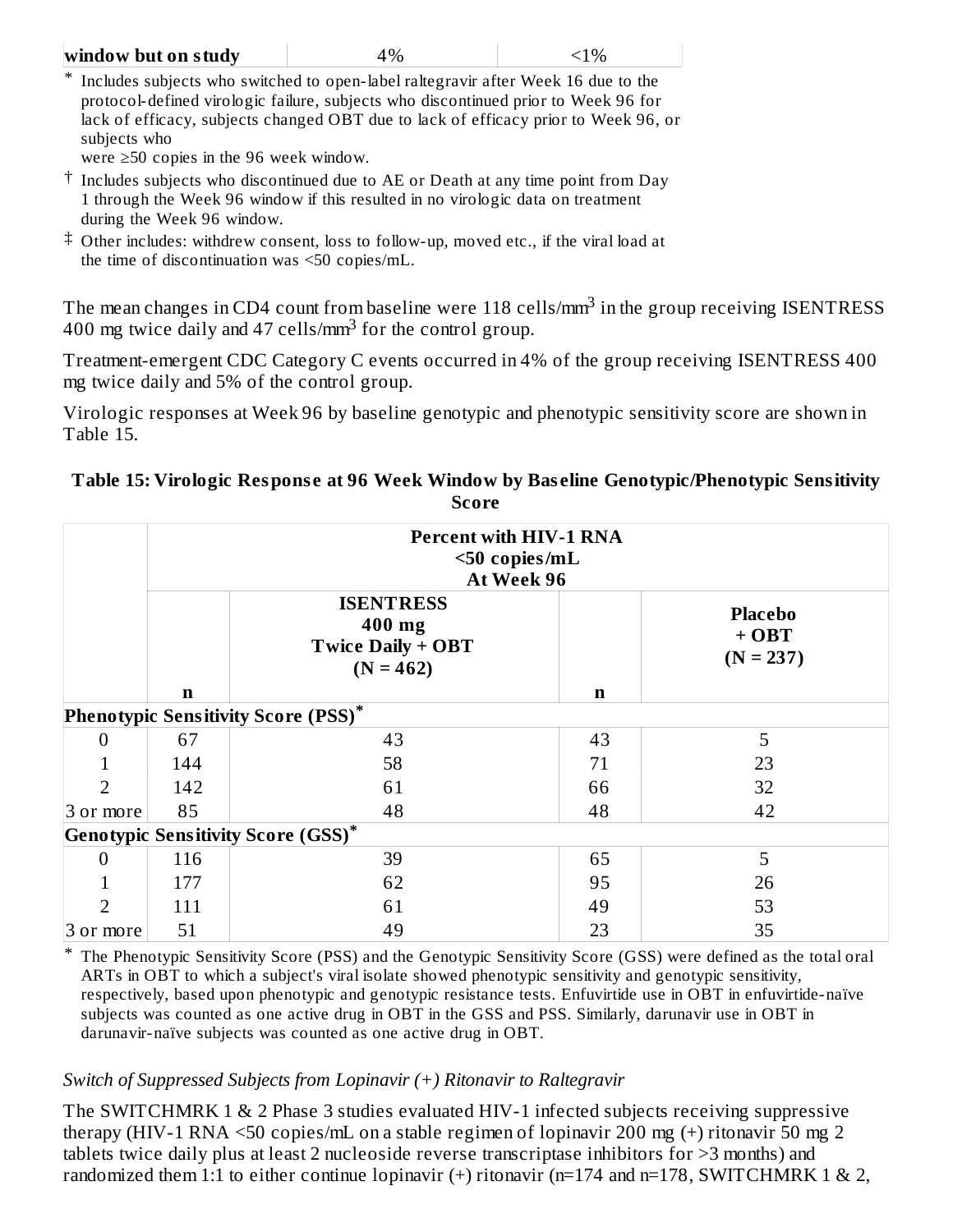| window but on study | 4% | <1% |
|---|---|---|

* Includes subjects who switched to open-label raltegravir after Week 16 due to the protocol-defined virologic failure, subjects who discontinued prior to Week 96 for lack of efficacy, subjects changed OBT due to lack of efficacy prior to Week 96, or subjects who were ≥50 copies in the 96 week window.

† Includes subjects who discontinued due to AE or Death at any time point from Day 1 through the Week 96 window if this resulted in no virologic data on treatment during the Week 96 window.

‡ Other includes: withdrew consent, loss to follow-up, moved etc., if the viral load at the time of discontinuation was <50 copies/mL.

The mean changes in CD4 count from baseline were 118 cells/mm$^3$ in the group receiving ISENTRESS 400 mg twice daily and 47 cells/mm$^3$ for the control group.

Treatment-emergent CDC Category C events occurred in 4% of the group receiving ISENTRESS 400 mg twice daily and 5% of the control group.

Virologic responses at Week 96 by baseline genotypic and phenotypic sensitivity score are shown in Table 15.

**Table 15: Virologic Response at 96 Week Window by Baseline Genotypic/Phenotypic Sensitivity Score**

| | Percent with HIV-1 RNA <50 copies/mL At Week 96 | | | |
|---|---|---|---|---|
| | **n** | **ISENTRESS 400 mg Twice Daily + OBT (N = 462)** | **n** | **Placebo + OBT (N = 237)** |
| **Phenotypic Sensitivity Score (PSS)*** | | | | |
| 0 | 67 | 43 | 43 | 5 |
| 1 | 144 | 58 | 71 | 23 |
| 2 | 142 | 61 | 66 | 32 |
| 3 or more | 85 | 48 | 48 | 42 |
| **Genotypic Sensitivity Score (GSS)*** | | | | |
| 0 | 116 | 39 | 65 | 5 |
| 1 | 177 | 62 | 95 | 26 |
| 2 | 111 | 61 | 49 | 53 |
| 3 or more | 51 | 49 | 23 | 35 |

* The Phenotypic Sensitivity Score (PSS) and the Genotypic Sensitivity Score (GSS) were defined as the total oral ARTs in OBT to which a subject's viral isolate showed phenotypic sensitivity and genotypic sensitivity, respectively, based upon phenotypic and genotypic resistance tests. Enfuvirtide use in OBT in enfuvirtide-naïve subjects was counted as one active drug in OBT in the GSS and PSS. Similarly, darunavir use in OBT in darunavir-naïve subjects was counted as one active drug in OBT.

*Switch of Suppressed Subjects from Lopinavir (+) Ritonavir to Raltegravir*

The SWITCHMRK 1 & 2 Phase 3 studies evaluated HIV-1 infected subjects receiving suppressive therapy (HIV-1 RNA <50 copies/mL on a stable regimen of lopinavir 200 mg (+) ritonavir 50 mg 2 tablets twice daily plus at least 2 nucleoside reverse transcriptase inhibitors for >3 months) and randomized them 1:1 to either continue lopinavir (+) ritonavir (n=174 and n=178, SWITCHMRK 1 & 2,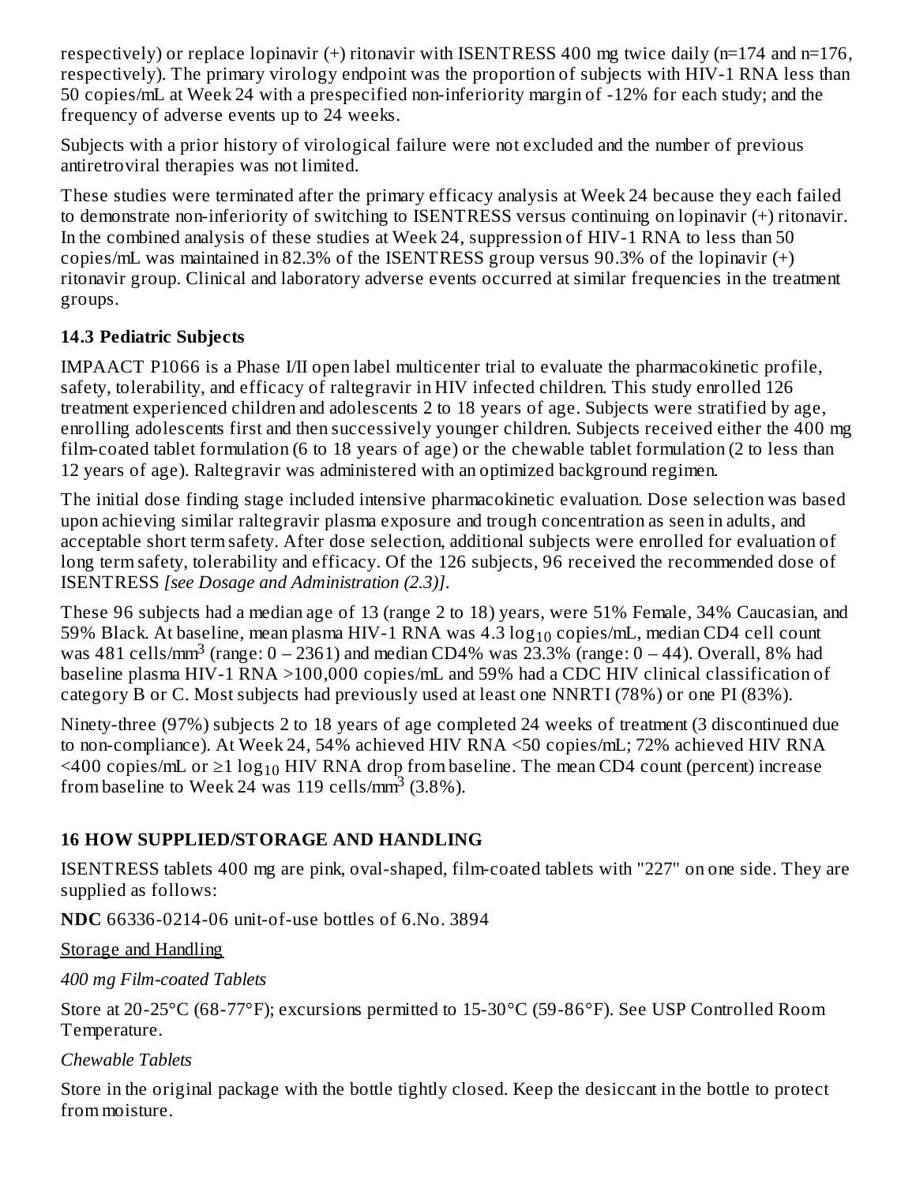respectively) or replace lopinavir (+) ritonavir with ISENTRESS 400 mg twice daily (n=174 and n=176, respectively). The primary virology endpoint was the proportion of subjects with HIV-1 RNA less than 50 copies/mL at Week 24 with a prespecified non-inferiority margin of -12% for each study; and the frequency of adverse events up to 24 weeks.

Subjects with a prior history of virological failure were not excluded and the number of previous antiretroviral therapies was not limited.

These studies were terminated after the primary efficacy analysis at Week 24 because they each failed to demonstrate non-inferiority of switching to ISENTRESS versus continuing on lopinavir (+) ritonavir. In the combined analysis of these studies at Week 24, suppression of HIV-1 RNA to less than 50 copies/mL was maintained in 82.3% of the ISENTRESS group versus 90.3% of the lopinavir (+) ritonavir group. Clinical and laboratory adverse events occurred at similar frequencies in the treatment groups.

### 14.3 Pediatric Subjects

IMPAACT P1066 is a Phase I/II open label multicenter trial to evaluate the pharmacokinetic profile, safety, tolerability, and efficacy of raltegravir in HIV infected children. This study enrolled 126 treatment experienced children and adolescents 2 to 18 years of age. Subjects were stratified by age, enrolling adolescents first and then successively younger children. Subjects received either the 400 mg film-coated tablet formulation (6 to 18 years of age) or the chewable tablet formulation (2 to less than 12 years of age). Raltegravir was administered with an optimized background regimen.

The initial dose finding stage included intensive pharmacokinetic evaluation. Dose selection was based upon achieving similar raltegravir plasma exposure and trough concentration as seen in adults, and acceptable short term safety. After dose selection, additional subjects were enrolled for evaluation of long term safety, tolerability and efficacy. Of the 126 subjects, 96 received the recommended dose of ISENTRESS *[see Dosage and Administration (2.3)]*.

These 96 subjects had a median age of 13 (range 2 to 18) years, were 51% Female, 34% Caucasian, and 59% Black. At baseline, mean plasma HIV-1 RNA was 4.3 $\log_{10}$ copies/mL, median CD4 cell count was 481 cells/mm$^3$ (range: 0 – 2361) and median CD4% was 23.3% (range: 0 – 44). Overall, 8% had baseline plasma HIV-1 RNA >100,000 copies/mL and 59% had a CDC HIV clinical classification of category B or C. Most subjects had previously used at least one NNRTI (78%) or one PI (83%).

Ninety-three (97%) subjects 2 to 18 years of age completed 24 weeks of treatment (3 discontinued due to non-compliance). At Week 24, 54% achieved HIV RNA <50 copies/mL; 72% achieved HIV RNA <400 copies/mL or ≥1 $\log_{10}$ HIV RNA drop from baseline. The mean CD4 count (percent) increase from baseline to Week 24 was 119 cells/mm$^3$ (3.8%).

## 16 HOW SUPPLIED/STORAGE AND HANDLING

ISENTRESS tablets 400 mg are pink, oval-shaped, film-coated tablets with "227" on one side. They are supplied as follows:

**NDC** 66336-0214-06 unit-of-use bottles of 6.No. 3894

Storage and Handling

*400 mg Film-coated Tablets*

Store at 20-25°C (68-77°F); excursions permitted to 15-30°C (59-86°F). See USP Controlled Room Temperature.

*Chewable Tablets*

Store in the original package with the bottle tightly closed. Keep the desiccant in the bottle to protect from moisture.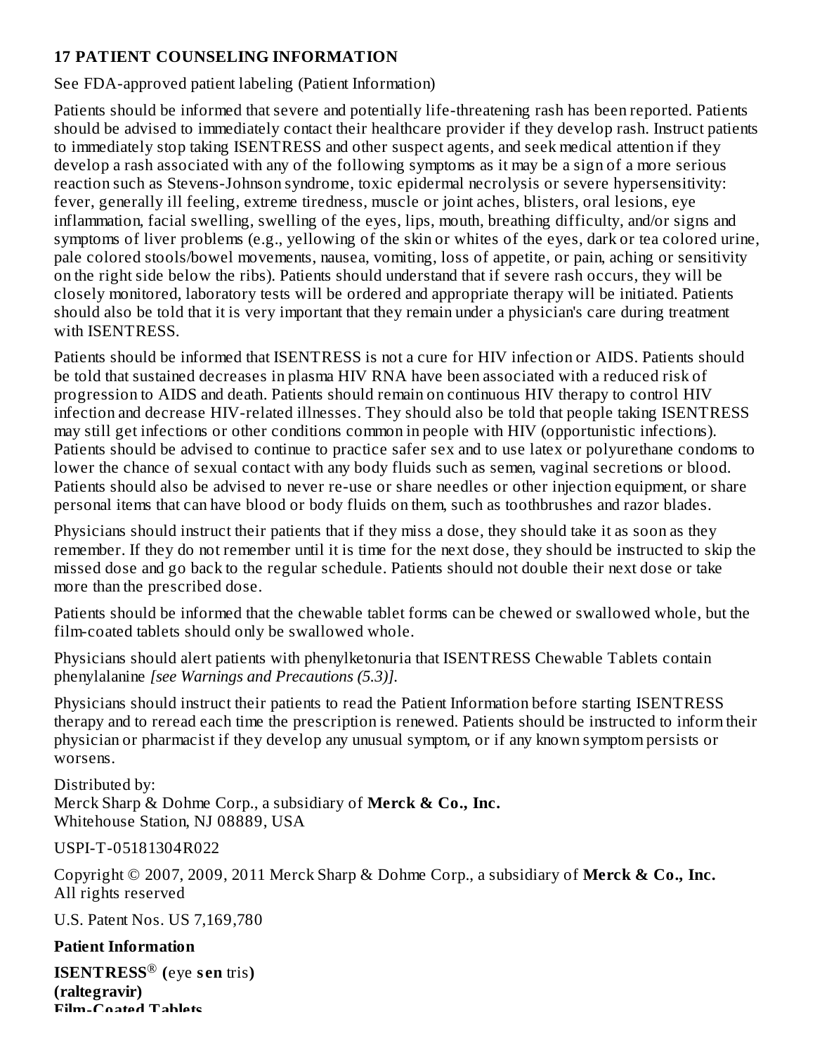## 17 PATIENT COUNSELING INFORMATION

See FDA-approved patient labeling (Patient Information)

Patients should be informed that severe and potentially life-threatening rash has been reported. Patients should be advised to immediately contact their healthcare provider if they develop rash. Instruct patients to immediately stop taking ISENTRESS and other suspect agents, and seek medical attention if they develop a rash associated with any of the following symptoms as it may be a sign of a more serious reaction such as Stevens-Johnson syndrome, toxic epidermal necrolysis or severe hypersensitivity: fever, generally ill feeling, extreme tiredness, muscle or joint aches, blisters, oral lesions, eye inflammation, facial swelling, swelling of the eyes, lips, mouth, breathing difficulty, and/or signs and symptoms of liver problems (e.g., yellowing of the skin or whites of the eyes, dark or tea colored urine, pale colored stools/bowel movements, nausea, vomiting, loss of appetite, or pain, aching or sensitivity on the right side below the ribs). Patients should understand that if severe rash occurs, they will be closely monitored, laboratory tests will be ordered and appropriate therapy will be initiated. Patients should also be told that it is very important that they remain under a physician's care during treatment with ISENTRESS.

Patients should be informed that ISENTRESS is not a cure for HIV infection or AIDS. Patients should be told that sustained decreases in plasma HIV RNA have been associated with a reduced risk of progression to AIDS and death. Patients should remain on continuous HIV therapy to control HIV infection and decrease HIV-related illnesses. They should also be told that people taking ISENTRESS may still get infections or other conditions common in people with HIV (opportunistic infections). Patients should be advised to continue to practice safer sex and to use latex or polyurethane condoms to lower the chance of sexual contact with any body fluids such as semen, vaginal secretions or blood. Patients should also be advised to never re-use or share needles or other injection equipment, or share personal items that can have blood or body fluids on them, such as toothbrushes and razor blades.

Physicians should instruct their patients that if they miss a dose, they should take it as soon as they remember. If they do not remember until it is time for the next dose, they should be instructed to skip the missed dose and go back to the regular schedule. Patients should not double their next dose or take more than the prescribed dose.

Patients should be informed that the chewable tablet forms can be chewed or swallowed whole, but the film-coated tablets should only be swallowed whole.

Physicians should alert patients with phenylketonuria that ISENTRESS Chewable Tablets contain phenylalanine *[see Warnings and Precautions (5.3)]*.

Physicians should instruct their patients to read the Patient Information before starting ISENTRESS therapy and to reread each time the prescription is renewed. Patients should be instructed to inform their physician or pharmacist if they develop any unusual symptom, or if any known symptom persists or worsens.

Distributed by:
Merck Sharp & Dohme Corp., a subsidiary of **Merck & Co., Inc.**
Whitehouse Station, NJ 08889, USA

USPI-T-05181304R022

Copyright © 2007, 2009, 2011 Merck Sharp & Dohme Corp., a subsidiary of **Merck & Co., Inc.**
All rights reserved

U.S. Patent Nos. US 7,169,780

**Patient Information**

**ISENTRESS**® **(**eye **sen** tris**)**
**(raltegravir)**
**Film-Coated Tablets**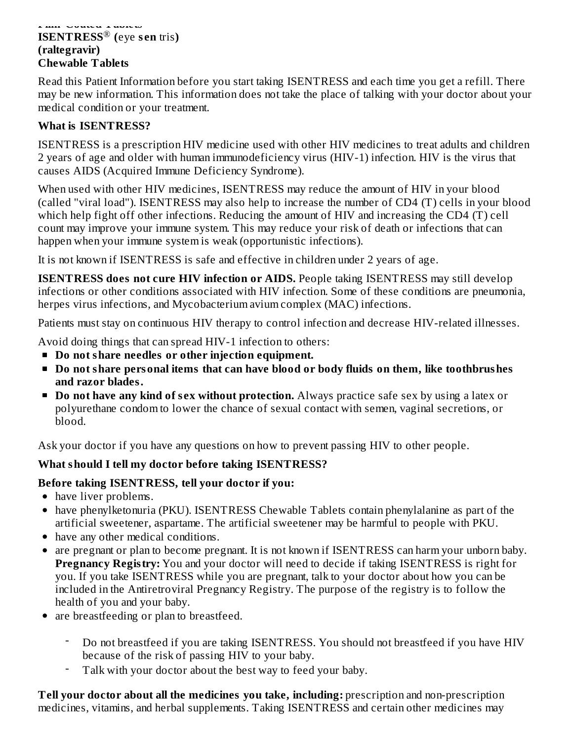**Film-Coated Tablets**
**ISENTRESS® (**eye **sen** tris**)**
**(raltegravir)**
**Chewable Tablets**

Read this Patient Information before you start taking ISENTRESS and each time you get a refill. There may be new information. This information does not take the place of talking with your doctor about your medical condition or your treatment.

**What is ISENTRESS?**

ISENTRESS is a prescription HIV medicine used with other HIV medicines to treat adults and children 2 years of age and older with human immunodeficiency virus (HIV-1) infection. HIV is the virus that causes AIDS (Acquired Immune Deficiency Syndrome).

When used with other HIV medicines, ISENTRESS may reduce the amount of HIV in your blood (called "viral load"). ISENTRESS may also help to increase the number of CD4 (T) cells in your blood which help fight off other infections. Reducing the amount of HIV and increasing the CD4 (T) cell count may improve your immune system. This may reduce your risk of death or infections that can happen when your immune system is weak (opportunistic infections).

It is not known if ISENTRESS is safe and effective in children under 2 years of age.

**ISENTRESS does not cure HIV infection or AIDS.** People taking ISENTRESS may still develop infections or other conditions associated with HIV infection. Some of these conditions are pneumonia, herpes virus infections, and Mycobacterium avium complex (MAC) infections.

Patients must stay on continuous HIV therapy to control infection and decrease HIV-related illnesses.

Avoid doing things that can spread HIV-1 infection to others:

- **Do not share needles or other injection equipment.**
- **Do not share personal items that can have blood or body fluids on them, like toothbrushes and razor blades.**
- **Do not have any kind of sex without protection.** Always practice safe sex by using a latex or polyurethane condom to lower the chance of sexual contact with semen, vaginal secretions, or blood.

Ask your doctor if you have any questions on how to prevent passing HIV to other people.

**What should I tell my doctor before taking ISENTRESS?**

**Before taking ISENTRESS, tell your doctor if you:**

- have liver problems.
- have phenylketonuria (PKU). ISENTRESS Chewable Tablets contain phenylalanine as part of the artificial sweetener, aspartame. The artificial sweetener may be harmful to people with PKU.
- have any other medical conditions.
- are pregnant or plan to become pregnant. It is not known if ISENTRESS can harm your unborn baby. **Pregnancy Registry:** You and your doctor will need to decide if taking ISENTRESS is right for you. If you take ISENTRESS while you are pregnant, talk to your doctor about how you can be included in the Antiretroviral Pregnancy Registry. The purpose of the registry is to follow the health of you and your baby.
- are breastfeeding or plan to breastfeed.
  - Do not breastfeed if you are taking ISENTRESS. You should not breastfeed if you have HIV because of the risk of passing HIV to your baby.
  - Talk with your doctor about the best way to feed your baby.

**Tell your doctor about all the medicines you take, including:** prescription and non-prescription medicines, vitamins, and herbal supplements. Taking ISENTRESS and certain other medicines may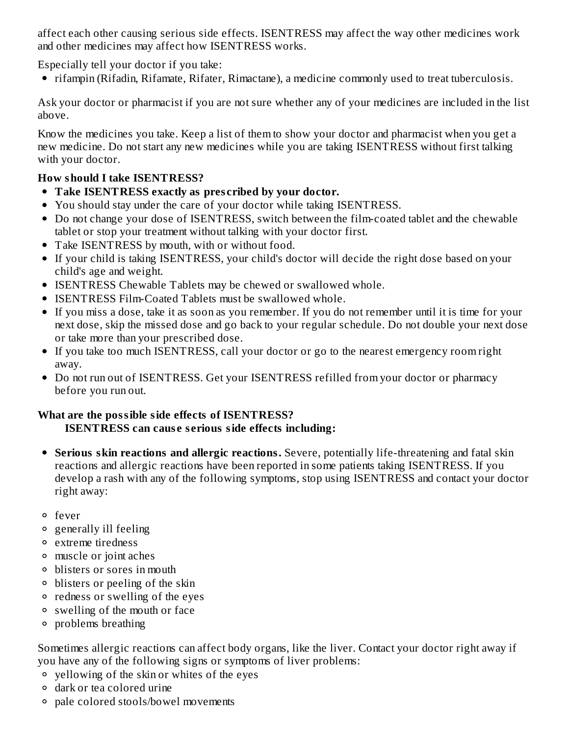affect each other causing serious side effects. ISENTRESS may affect the way other medicines work and other medicines may affect how ISENTRESS works.

Especially tell your doctor if you take:

- rifampin (Rifadin, Rifamate, Rifater, Rimactane), a medicine commonly used to treat tuberculosis.

Ask your doctor or pharmacist if you are not sure whether any of your medicines are included in the list above.

Know the medicines you take. Keep a list of them to show your doctor and pharmacist when you get a new medicine. Do not start any new medicines while you are taking ISENTRESS without first talking with your doctor.

**How should I take ISENTRESS?**

- **Take ISENTRESS exactly as prescribed by your doctor.**
- You should stay under the care of your doctor while taking ISENTRESS.
- Do not change your dose of ISENTRESS, switch between the film-coated tablet and the chewable tablet or stop your treatment without talking with your doctor first.
- Take ISENTRESS by mouth, with or without food.
- If your child is taking ISENTRESS, your child's doctor will decide the right dose based on your child's age and weight.
- ISENTRESS Chewable Tablets may be chewed or swallowed whole.
- ISENTRESS Film-Coated Tablets must be swallowed whole.
- If you miss a dose, take it as soon as you remember. If you do not remember until it is time for your next dose, skip the missed dose and go back to your regular schedule. Do not double your next dose or take more than your prescribed dose.
- If you take too much ISENTRESS, call your doctor or go to the nearest emergency room right away.
- Do not run out of ISENTRESS. Get your ISENTRESS refilled from your doctor or pharmacy before you run out.

**What are the possible side effects of ISENTRESS?**

**ISENTRESS can cause serious side effects including:**

- **Serious skin reactions and allergic reactions.** Severe, potentially life-threatening and fatal skin reactions and allergic reactions have been reported in some patients taking ISENTRESS. If you develop a rash with any of the following symptoms, stop using ISENTRESS and contact your doctor right away:
  - fever
  - generally ill feeling
  - extreme tiredness
  - muscle or joint aches
  - blisters or sores in mouth
  - blisters or peeling of the skin
  - redness or swelling of the eyes
  - swelling of the mouth or face
  - problems breathing

Sometimes allergic reactions can affect body organs, like the liver. Contact your doctor right away if you have any of the following signs or symptoms of liver problems:

- yellowing of the skin or whites of the eyes
- dark or tea colored urine
- pale colored stools/bowel movements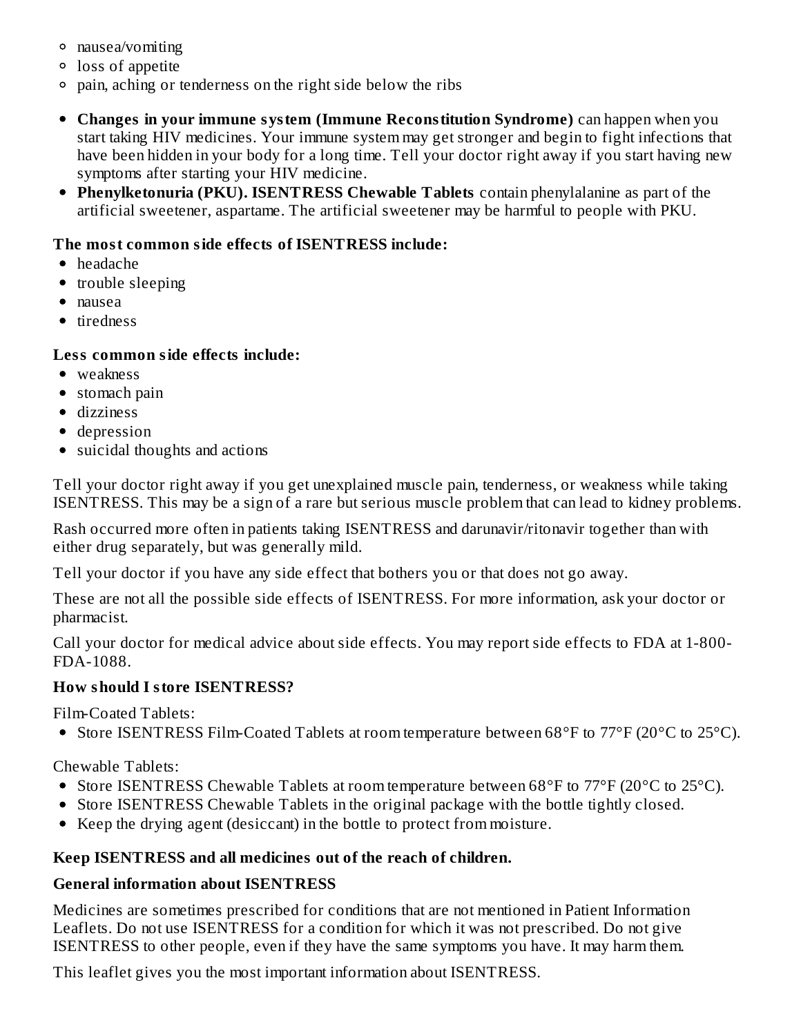- nausea/vomiting
  - loss of appetite
  - pain, aching or tenderness on the right side below the ribs

- **Changes in your immune system (Immune Reconstitution Syndrome)** can happen when you start taking HIV medicines. Your immune system may get stronger and begin to fight infections that have been hidden in your body for a long time. Tell your doctor right away if you start having new symptoms after starting your HIV medicine.
- **Phenylketonuria (PKU). ISENTRESS Chewable Tablets** contain phenylalanine as part of the artificial sweetener, aspartame. The artificial sweetener may be harmful to people with PKU.

**The most common side effects of ISENTRESS include:**

- headache
- trouble sleeping
- nausea
- tiredness

**Less common side effects include:**

- weakness
- stomach pain
- dizziness
- depression
- suicidal thoughts and actions

Tell your doctor right away if you get unexplained muscle pain, tenderness, or weakness while taking ISENTRESS. This may be a sign of a rare but serious muscle problem that can lead to kidney problems.

Rash occurred more often in patients taking ISENTRESS and darunavir/ritonavir together than with either drug separately, but was generally mild.

Tell your doctor if you have any side effect that bothers you or that does not go away.

These are not all the possible side effects of ISENTRESS. For more information, ask your doctor or pharmacist.

Call your doctor for medical advice about side effects. You may report side effects to FDA at 1-800-FDA-1088.

**How should I store ISENTRESS?**

Film-Coated Tablets:

- Store ISENTRESS Film-Coated Tablets at room temperature between 68°F to 77°F (20°C to 25°C).

Chewable Tablets:

- Store ISENTRESS Chewable Tablets at room temperature between 68°F to 77°F (20°C to 25°C).
- Store ISENTRESS Chewable Tablets in the original package with the bottle tightly closed.
- Keep the drying agent (desiccant) in the bottle to protect from moisture.

**Keep ISENTRESS and all medicines out of the reach of children.**

**General information about ISENTRESS**

Medicines are sometimes prescribed for conditions that are not mentioned in Patient Information Leaflets. Do not use ISENTRESS for a condition for which it was not prescribed. Do not give ISENTRESS to other people, even if they have the same symptoms you have. It may harm them.

This leaflet gives you the most important information about ISENTRESS.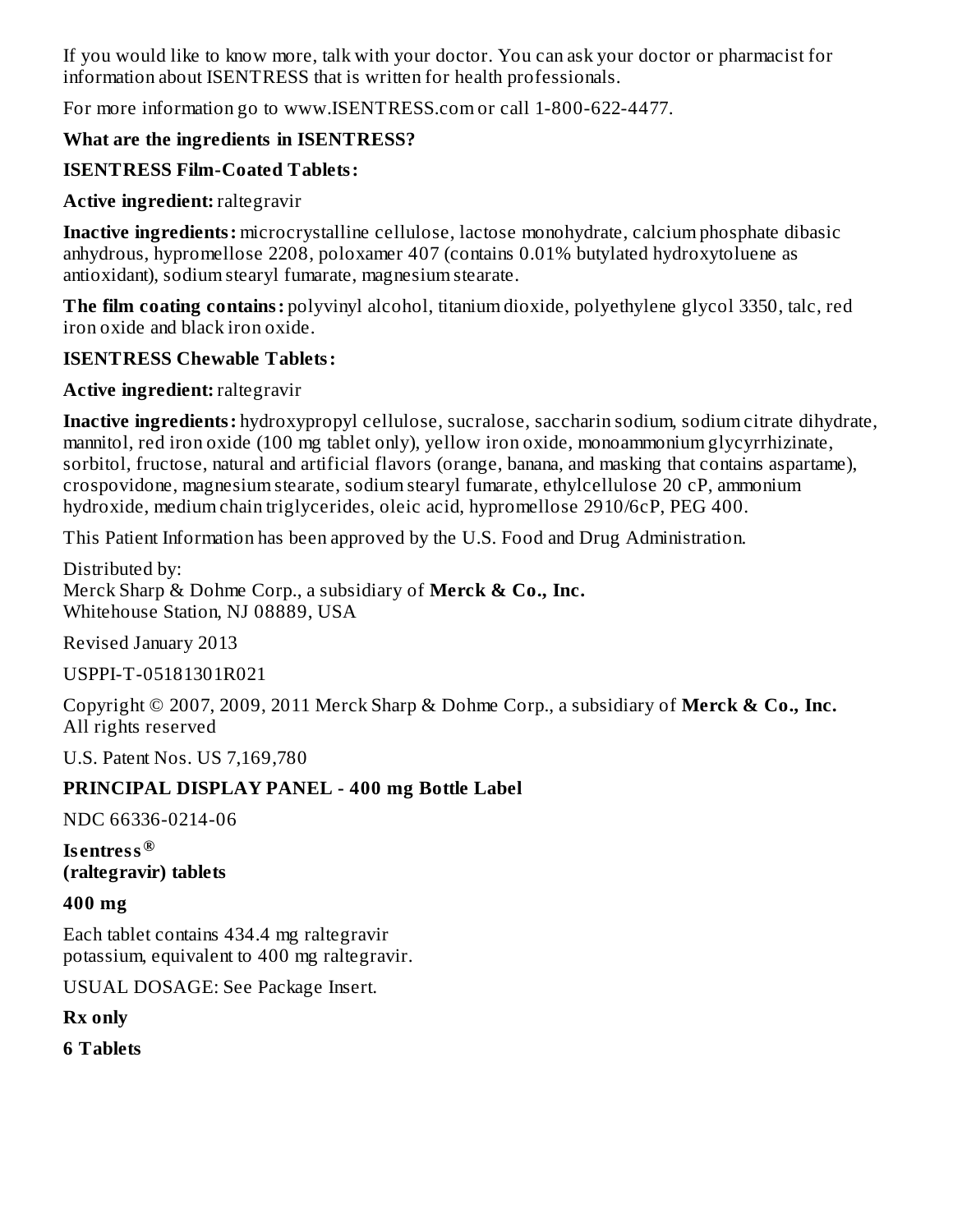If you would like to know more, talk with your doctor. You can ask your doctor or pharmacist for information about ISENTRESS that is written for health professionals.

For more information go to www.ISENTRESS.com or call 1-800-622-4477.

**What are the ingredients in ISENTRESS?**

**ISENTRESS Film-Coated Tablets:**

**Active ingredient:** raltegravir

**Inactive ingredients:** microcrystalline cellulose, lactose monohydrate, calcium phosphate dibasic anhydrous, hypromellose 2208, poloxamer 407 (contains 0.01% butylated hydroxytoluene as antioxidant), sodium stearyl fumarate, magnesium stearate.

**The film coating contains:** polyvinyl alcohol, titanium dioxide, polyethylene glycol 3350, talc, red iron oxide and black iron oxide.

**ISENTRESS Chewable Tablets:**

**Active ingredient:** raltegravir

**Inactive ingredients:** hydroxypropyl cellulose, sucralose, saccharin sodium, sodium citrate dihydrate, mannitol, red iron oxide (100 mg tablet only), yellow iron oxide, monoammonium glycyrrhizinate, sorbitol, fructose, natural and artificial flavors (orange, banana, and masking that contains aspartame), crospovidone, magnesium stearate, sodium stearyl fumarate, ethylcellulose 20 cP, ammonium hydroxide, medium chain triglycerides, oleic acid, hypromellose 2910/6cP, PEG 400.

This Patient Information has been approved by the U.S. Food and Drug Administration.

Distributed by:
Merck Sharp & Dohme Corp., a subsidiary of **Merck & Co., Inc.**
Whitehouse Station, NJ 08889, USA

Revised January 2013

USPPI-T-05181301R021

Copyright © 2007, 2009, 2011 Merck Sharp & Dohme Corp., a subsidiary of **Merck & Co., Inc.**
All rights reserved

U.S. Patent Nos. US 7,169,780

**PRINCIPAL DISPLAY PANEL - 400 mg Bottle Label**

NDC 66336-0214-06

**Isentress®**
**(raltegravir) tablets**

**400 mg**

Each tablet contains 434.4 mg raltegravir potassium, equivalent to 400 mg raltegravir.

USUAL DOSAGE: See Package Insert.

**Rx only**

**6 Tablets**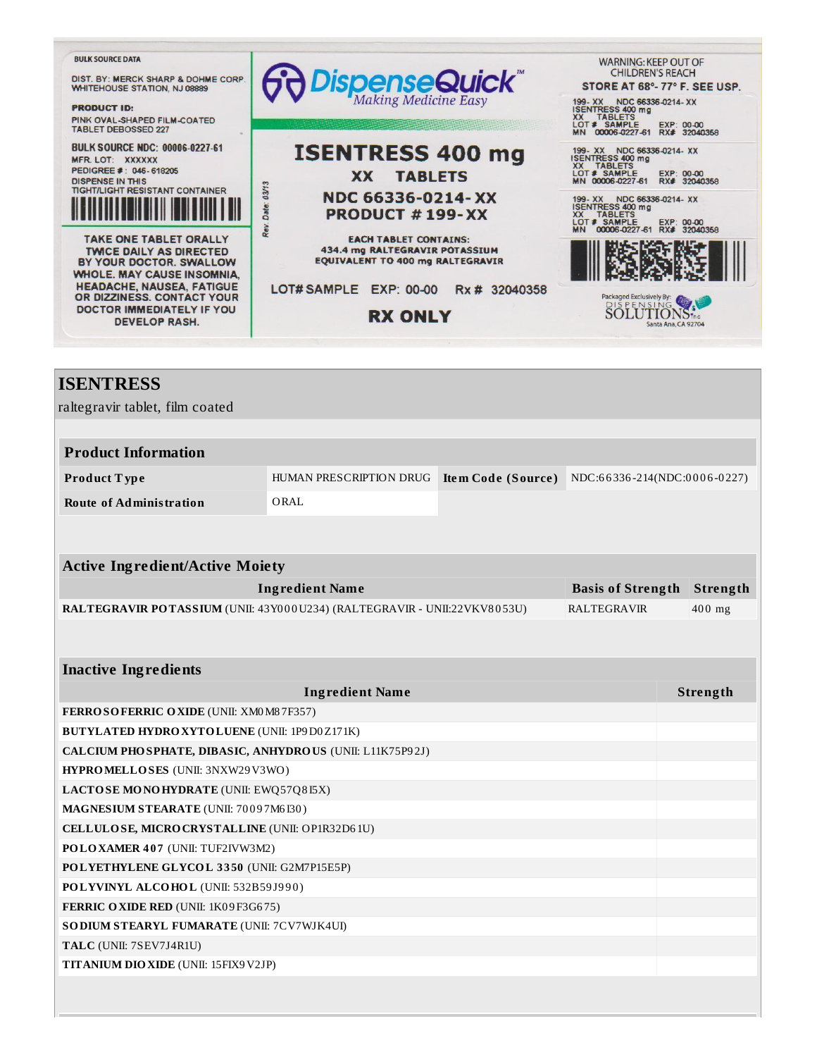BULK SOURCE DATA

DIST. BY: MERCK SHARP & DOHME CORP.
WHITEHOUSE STATION, NJ 08889

**PRODUCT ID:**
PINK OVAL-SHAPED FILM-COATED TABLET DEBOSSED 227

**BULK SOURCE NDC: 00006-0227-61**
MFR. LOT: XXXXXX
PEDIGREE #: 046-618205
DISPENSE IN THIS TIGHT/LIGHT RESISTANT CONTAINER

TAKE ONE TABLET ORALLY TWICE DAILY AS DIRECTED BY YOUR DOCTOR. SWALLOW WHOLE. MAY CAUSE INSOMNIA, HEADACHE, NAUSEA, FATIGUE OR DIZZINESS. CONTACT YOUR DOCTOR IMMEDIATELY IF YOU DEVELOP RASH.

Rev. Date: 03/13

DispenseQuick™ Making Medicine Easy

**ISENTRESS 400 mg**
**XX TABLETS**
**NDC 66336-0214-XX**
**PRODUCT # 199-XX**

EACH TABLET CONTAINS:
434.4 mg RALTEGRAVIR POTASSIUM EQUIVALENT TO 400 mg RALTEGRAVIR

LOT# SAMPLE EXP: 00-00 Rx # 32040358

**RX ONLY**

WARNING: KEEP OUT OF CHILDREN'S REACH
STORE AT 68°- 77° F. SEE USP.

199- XX NDC 66336-0214- XX
ISENTRESS 400 mg
XX TABLETS
LOT # SAMPLE EXP: 00-00
MN 00006-0227-61 RX# 32040358

199- XX NDC 66336-0214- XX
ISENTRESS 400 mg
XX TABLETS
LOT # SAMPLE EXP: 00-00
MN 00006-0227-61 RX# 32040358

199- XX NDC 66336-0214- XX
ISENTRESS 400 mg
XX TABLETS
LOT # SAMPLE EXP: 00-00
MN 00006-0227-61 RX# 32040358

Packaged Exclusively By: DISPENSING SOLUTIONS Inc. Santa Ana, CA 92704

## ISENTRESS

raltegravir tablet, film coated

| Product Information | | | |
|---|---|---|---|
| **Product Type** | HUMAN PRESCRIPTION DRUG | **Item Code (Source)** | NDC:66336-214(NDC:0006-0227) |
| **Route of Administration** | ORAL | | |

| Active Ingredient/Active Moiety | | |
|---|---|---|
| **Ingredient Name** | **Basis of Strength** | **Strength** |
| **RALTEGRAVIR POTASSIUM** (UNII: 43Y000U234) (RALTEGRAVIR - UNII:22VKV8053U) | RALTEGRAVIR | 400 mg |

| Inactive Ingredients | |
|---|---|
| **Ingredient Name** | **Strength** |
| **FERROSOFERRIC OXIDE** (UNII: XM0M87F357) | |
| **BUTYLATED HYDROXYTOLUENE** (UNII: 1P9D0Z171K) | |
| **CALCIUM PHOSPHATE, DIBASIC, ANHYDROUS** (UNII: L11K75P92J) | |
| **HYPROMELLOSES** (UNII: 3NXW29V3WO) | |
| **LACTOSE MONOHYDRATE** (UNII: EWQ57Q8I5X) | |
| **MAGNESIUM STEARATE** (UNII: 70097M6I30) | |
| **CELLULOSE, MICROCRYSTALLINE** (UNII: OP1R32D61U) | |
| **POLOXAMER 407** (UNII: TUF2IVW3M2) | |
| **POLYETHYLENE GLYCOL 3350** (UNII: G2M7P15E5P) | |
| **POLYVINYL ALCOHOL** (UNII: 532B59J990) | |
| **FERRIC OXIDE RED** (UNII: 1K09F3G675) | |
| **SODIUM STEARYL FUMARATE** (UNII: 7CV7WJK4UI) | |
| **TALC** (UNII: 7SEV7J4R1U) | |
| **TITANIUM DIOXIDE** (UNII: 15FIX9V2JP) | |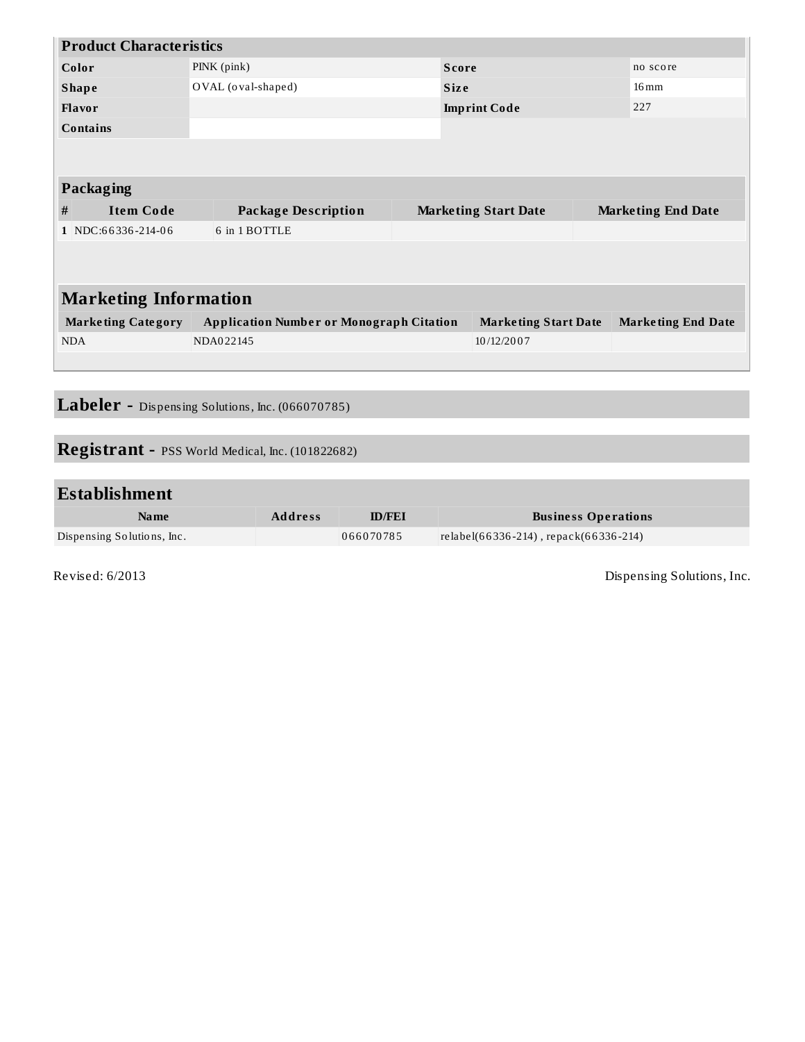**Product Characteristics**

| | | | |
|---|---|---|---|
| **Color** | PINK (pink) | **Score** | no score |
| **Shape** | OVAL (oval-shaped) | **Size** | 16mm |
| **Flavor** | | **Imprint Code** | 227 |
| **Contains** | | | |

**Packaging**

| # | Item Code | Package Description | Marketing Start Date | Marketing End Date |
|---|---|---|---|---|
| 1 | NDC:66336-214-06 | 6 in 1 BOTTLE | | |

## Marketing Information

| Marketing Category | Application Number or Monograph Citation | Marketing Start Date | Marketing End Date |
|---|---|---|---|
| NDA | NDA022145 | 10/12/2007 | |

## Labeler - Dispensing Solutions, Inc. (066070785)

## Registrant - PSS World Medical, Inc. (101822682)

## Establishment

| Name | Address | ID/FEI | Business Operations |
|---|---|---|---|
| Dispensing Solutions, Inc. | | 066070785 | relabel(66336-214) , repack(66336-214) |

Revised: 6/2013

Dispensing Solutions, Inc.